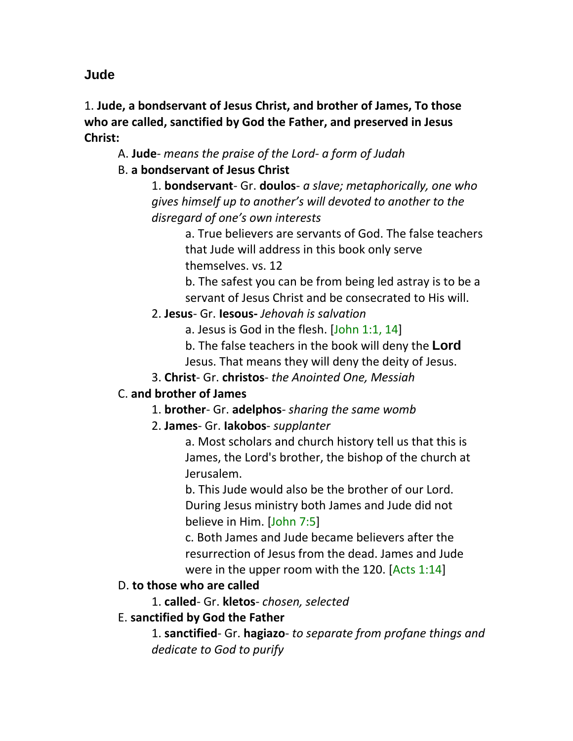# Jude

1. **Jude, a bondservant of Jesus Christ, and brother of James, To those who are called, sanctified by God the Father, and preserved in Jesus Christ:**

A. **Jude**- *means the praise of the Lord- a form of Judah*

B. **a bondservant of Jesus Christ**

1. **bondservant**- Gr. **doulos**- *a slave; metaphorically, one who gives himself up to another's will devoted to another to the disregard of one's own interests*

a. True believers are servants of God. The false teachers that Jude will address in this book only serve themselves. vs. 12

b. The safest you can be from being led astray is to be a servant of Jesus Christ and be consecrated to His will.

2. **Jesus**- Gr. **Iesous-** *Jehovah is salvation*

a. Jesus is God in the flesh. [John 1:1, 14]

b. The false teachers in the book will deny the **Lord** Jesus. That means they will deny the deity of Jesus.

3. **Christ**- Gr. **christos**- *the Anointed One, Messiah*

C. **and brother of James**

1. **brother**- Gr. **adelphos**- *sharing the same womb*

2. **James**- Gr. **Iakobos**- *supplanter*

a. Most scholars and church history tell us that this is James, the Lord's brother, the bishop of the church at Jerusalem.

b. This Jude would also be the brother of our Lord. During Jesus ministry both James and Jude did not believe in Him. [John 7:5]

c. Both James and Jude became believers after the resurrection of Jesus from the dead. James and Jude were in the upper room with the 120. [Acts 1:14]

D. **to those who are called**

1. **called**- Gr. **kletos**- *chosen, selected*

E. **sanctified by God the Father**

1. **sanctified**- Gr. **hagiazo**- *to separate from profane things and dedicate to God to purify*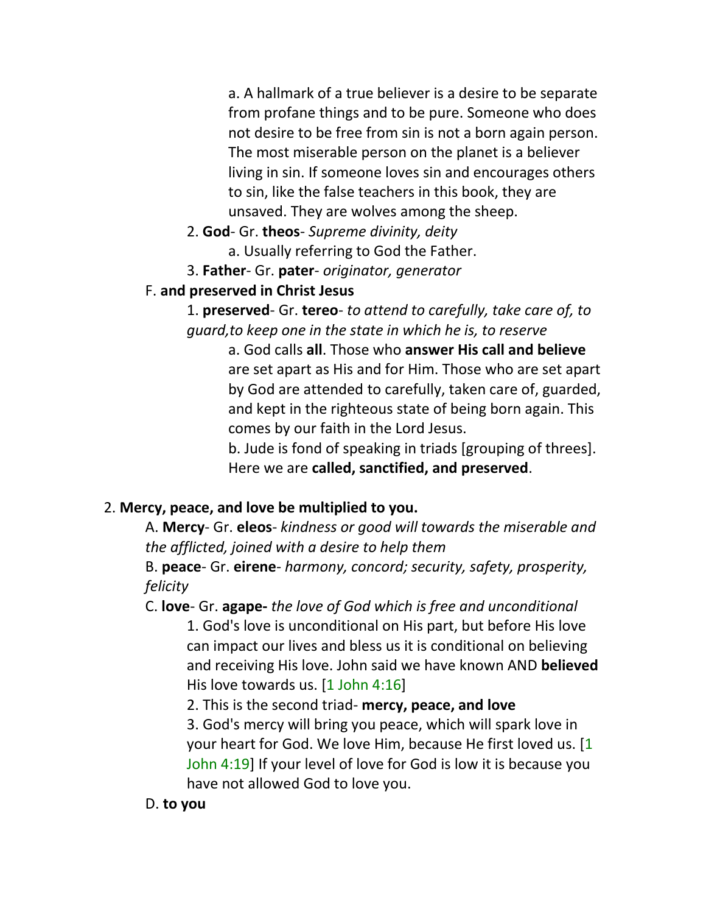a. A hallmark of a true believer is a desire to be separate from profane things and to be pure. Someone who does not desire to be free from sin is not a born again person. The most miserable person on the planet is a believer living in sin. If someone loves sin and encourages others to sin, like the false teachers in this book, they are unsaved. They are wolves among the sheep.

2. **God**- Gr. **theos**- *Supreme divinity, deity*

a. Usually referring to God the Father.

3. **Father**- Gr. **pater**- *originator, generator*

F. **and preserved in Christ Jesus**

1. **preserved**- Gr. **tereo**- *to attend to carefully, take care of, to guard,to keep one in the state in which he is, to reserve*

a. God calls **all**. Those who **answer His call and believe** are set apart as His and for Him. Those who are set apart by God are attended to carefully, taken care of, guarded, and kept in the righteous state of being born again. This comes by our faith in the Lord Jesus.

b. Jude is fond of speaking in triads [grouping of threes]. Here we are **called, sanctified, and preserved**.

2. **Mercy, peace, and love be multiplied to you.**

A. **Mercy**- Gr. **eleos**- *kindness or good will towards the miserable and the afflicted, joined with a desire to help them*

B. **peace**- Gr. **eirene**- *harmony, concord; security, safety, prosperity, felicity*

C. **love**- Gr. **agape-** *the love of God which is free and unconditional*

1. God's love is unconditional on His part, but before His love can impact our lives and bless us it is conditional on believing and receiving His love. John said we have known AND **believed** His love towards us. [1 John 4:16]

2. This is the second triad- **mercy, peace, and love**

3. God's mercy will bring you peace, which will spark love in your heart for God. We love Him, because He first loved us. [1 John 4:19] If your level of love for God is low it is because you have not allowed God to love you.

D. **to you**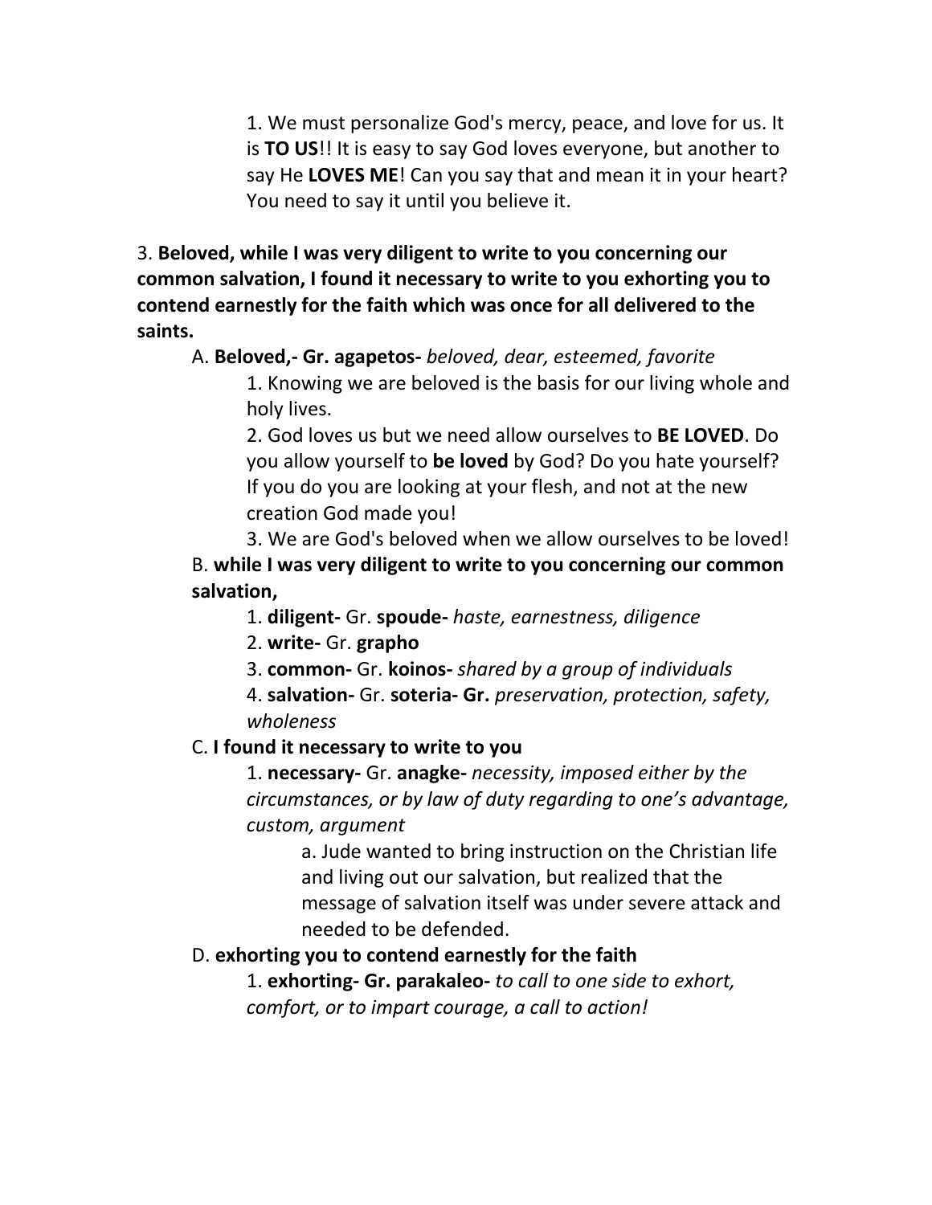1. We must personalize God's mercy, peace, and love for us. It is **TO US**!! It is easy to say God loves everyone, but another to say He **LOVES ME**! Can you say that and mean it in your heart? You need to say it until you believe it.

3. **Beloved, while I was very diligent to write to you concerning our common salvation, I found it necessary to write to you exhorting you to contend earnestly for the faith which was once for all delivered to the saints.**

A. **Beloved,- Gr. agapetos-** *beloved, dear, esteemed, favorite*

1. Knowing we are beloved is the basis for our living whole and holy lives.
2. God loves us but we need allow ourselves to **BE LOVED**. Do you allow yourself to **be loved** by God? Do you hate yourself? If you do you are looking at your flesh, and not at the new creation God made you!
3. We are God's beloved when we allow ourselves to be loved!

B. **while I was very diligent to write to you concerning our common salvation,**

1. **diligent-** Gr. **spoude-** *haste, earnestness, diligence*
2. **write-** Gr. **grapho**
3. **common-** Gr. **koinos-** *shared by a group of individuals*
4. **salvation-** Gr. **soteria- Gr.** *preservation, protection, safety, wholeness*

C. **I found it necessary to write to you**

1. **necessary-** Gr. **anagke-** *necessity, imposed either by the circumstances, or by law of duty regarding to one's advantage, custom, argument*

a. Jude wanted to bring instruction on the Christian life and living out our salvation, but realized that the message of salvation itself was under severe attack and needed to be defended.

D. **exhorting you to contend earnestly for the faith**

1. **exhorting- Gr. parakaleo-** *to call to one side to exhort, comfort, or to impart courage, a call to action!*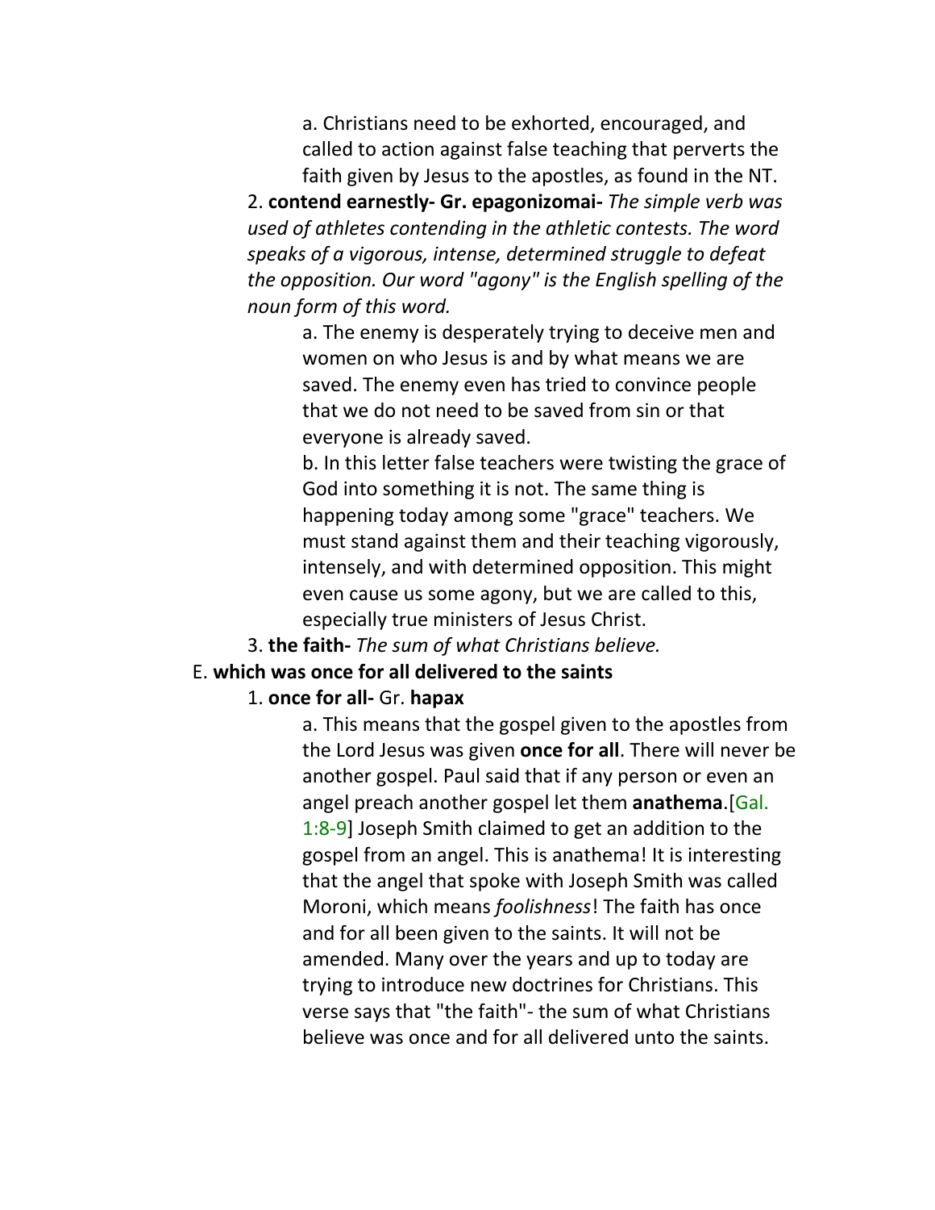a. Christians need to be exhorted, encouraged, and called to action against false teaching that perverts the faith given by Jesus to the apostles, as found in the NT.

2. **contend earnestly- Gr. epagonizomai-** *The simple verb was used of athletes contending in the athletic contests. The word speaks of a vigorous, intense, determined struggle to defeat the opposition. Our word "agony" is the English spelling of the noun form of this word.*

a. The enemy is desperately trying to deceive men and women on who Jesus is and by what means we are saved. The enemy even has tried to convince people that we do not need to be saved from sin or that everyone is already saved.

b. In this letter false teachers were twisting the grace of God into something it is not. The same thing is happening today among some "grace" teachers. We must stand against them and their teaching vigorously, intensely, and with determined opposition. This might even cause us some agony, but we are called to this, especially true ministers of Jesus Christ.

3. **the faith-** *The sum of what Christians believe.*

E. **which was once for all delivered to the saints**

1. **once for all-** Gr. **hapax**

a. This means that the gospel given to the apostles from the Lord Jesus was given **once for all**. There will never be another gospel. Paul said that if any person or even an angel preach another gospel let them **anathema**.[Gal. 1:8-9] Joseph Smith claimed to get an addition to the gospel from an angel. This is anathema! It is interesting that the angel that spoke with Joseph Smith was called Moroni, which means *foolishness*! The faith has once and for all been given to the saints. It will not be amended. Many over the years and up to today are trying to introduce new doctrines for Christians. This verse says that "the faith"- the sum of what Christians believe was once and for all delivered unto the saints.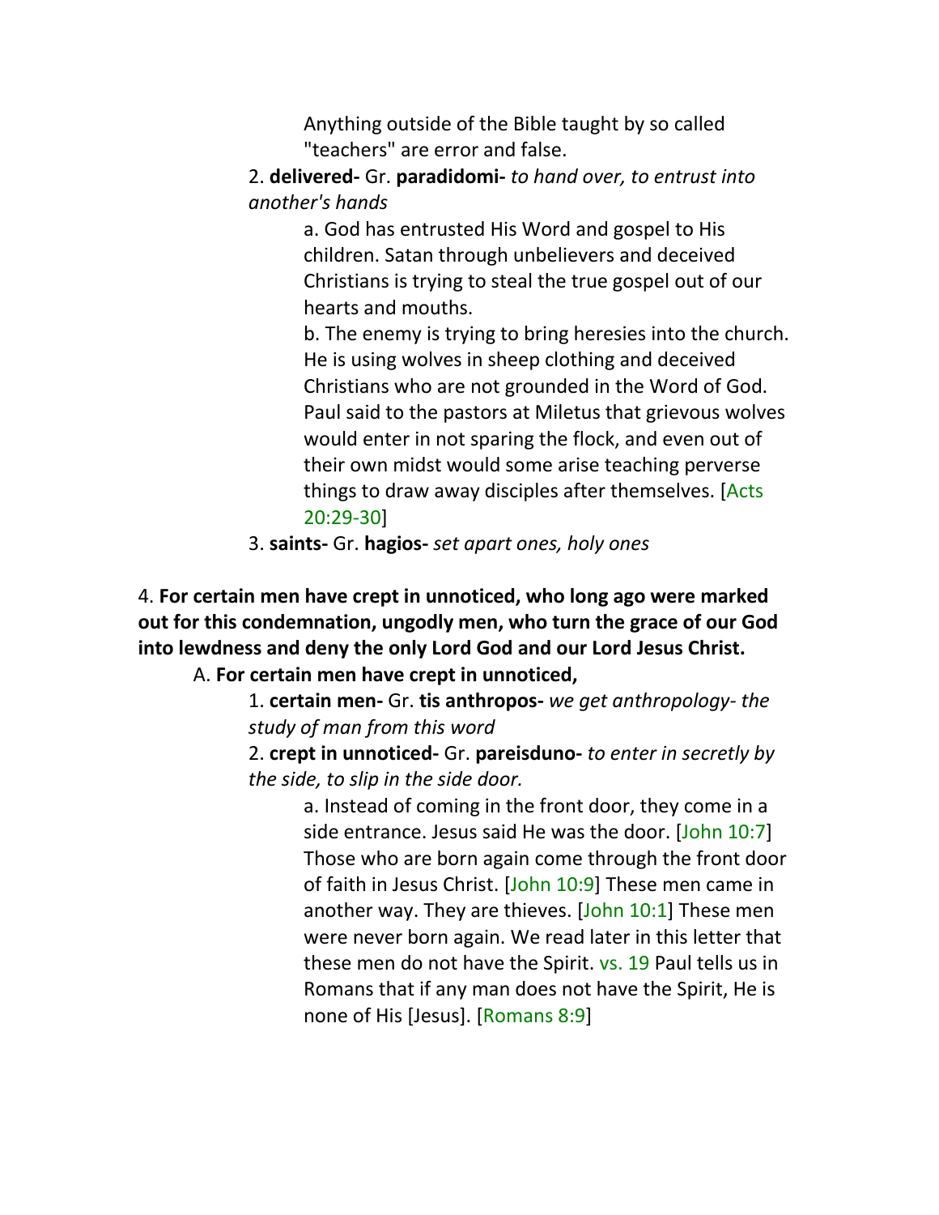Anything outside of the Bible taught by so called "teachers" are error and false.

2. **delivered-** Gr. **paradidomi-** *to hand over, to entrust into another's hands*

a. God has entrusted His Word and gospel to His children. Satan through unbelievers and deceived Christians is trying to steal the true gospel out of our hearts and mouths.

b. The enemy is trying to bring heresies into the church. He is using wolves in sheep clothing and deceived Christians who are not grounded in the Word of God. Paul said to the pastors at Miletus that grievous wolves would enter in not sparing the flock, and even out of their own midst would some arise teaching perverse things to draw away disciples after themselves. [Acts 20:29-30]

3. **saints-** Gr. **hagios-** *set apart ones, holy ones*

4. **For certain men have crept in unnoticed, who long ago were marked out for this condemnation, ungodly men, who turn the grace of our God into lewdness and deny the only Lord God and our Lord Jesus Christ.**

A. **For certain men have crept in unnoticed,**

1. **certain men-** Gr. **tis anthropos-** *we get anthropology- the study of man from this word*

2. **crept in unnoticed-** Gr. **pareisduno-** *to enter in secretly by the side, to slip in the side door.*

a. Instead of coming in the front door, they come in a side entrance. Jesus said He was the door. [John 10:7] Those who are born again come through the front door of faith in Jesus Christ. [John 10:9] These men came in another way. They are thieves. [John 10:1] These men were never born again. We read later in this letter that these men do not have the Spirit. vs. 19 Paul tells us in Romans that if any man does not have the Spirit, He is none of His [Jesus]. [Romans 8:9]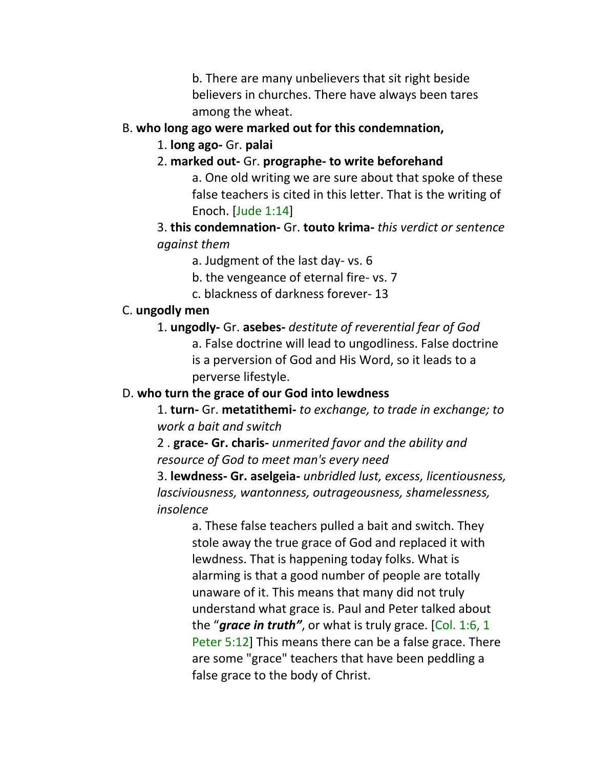b. There are many unbelievers that sit right beside believers in churches. There have always been tares among the wheat.

B. **who long ago were marked out for this condemnation,**

1. **long ago-** Gr. **palai**

2. **marked out-** Gr. **prographe- to write beforehand**

a. One old writing we are sure about that spoke of these false teachers is cited in this letter. That is the writing of Enoch. [Jude 1:14]

3. **this condemnation-** Gr. **touto krima-** *this verdict or sentence against them*

a. Judgment of the last day- vs. 6

b. the vengeance of eternal fire- vs. 7

c. blackness of darkness forever- 13

C. **ungodly men**

1. **ungodly-** Gr. **asebes-** *destitute of reverential fear of God*

a. False doctrine will lead to ungodliness. False doctrine is a perversion of God and His Word, so it leads to a perverse lifestyle.

D. **who turn the grace of our God into lewdness**

1. **turn-** Gr. **metatithemi-** *to exchange, to trade in exchange; to work a bait and switch*

2 . **grace- Gr. charis-** *unmerited favor and the ability and resource of God to meet man's every need*

3. **lewdness- Gr. aselgeia-** *unbridled lust, excess, licentiousness, lasciviousness, wantonness, outrageousness, shamelessness, insolence*

a. These false teachers pulled a bait and switch. They stole away the true grace of God and replaced it with lewdness. That is happening today folks. What is alarming is that a good number of people are totally unaware of it. This means that many did not truly understand what grace is. Paul and Peter talked about the "***grace in truth"***, or what is truly grace. [Col. 1:6, 1 Peter 5:12] This means there can be a false grace. There are some "grace" teachers that have been peddling a false grace to the body of Christ.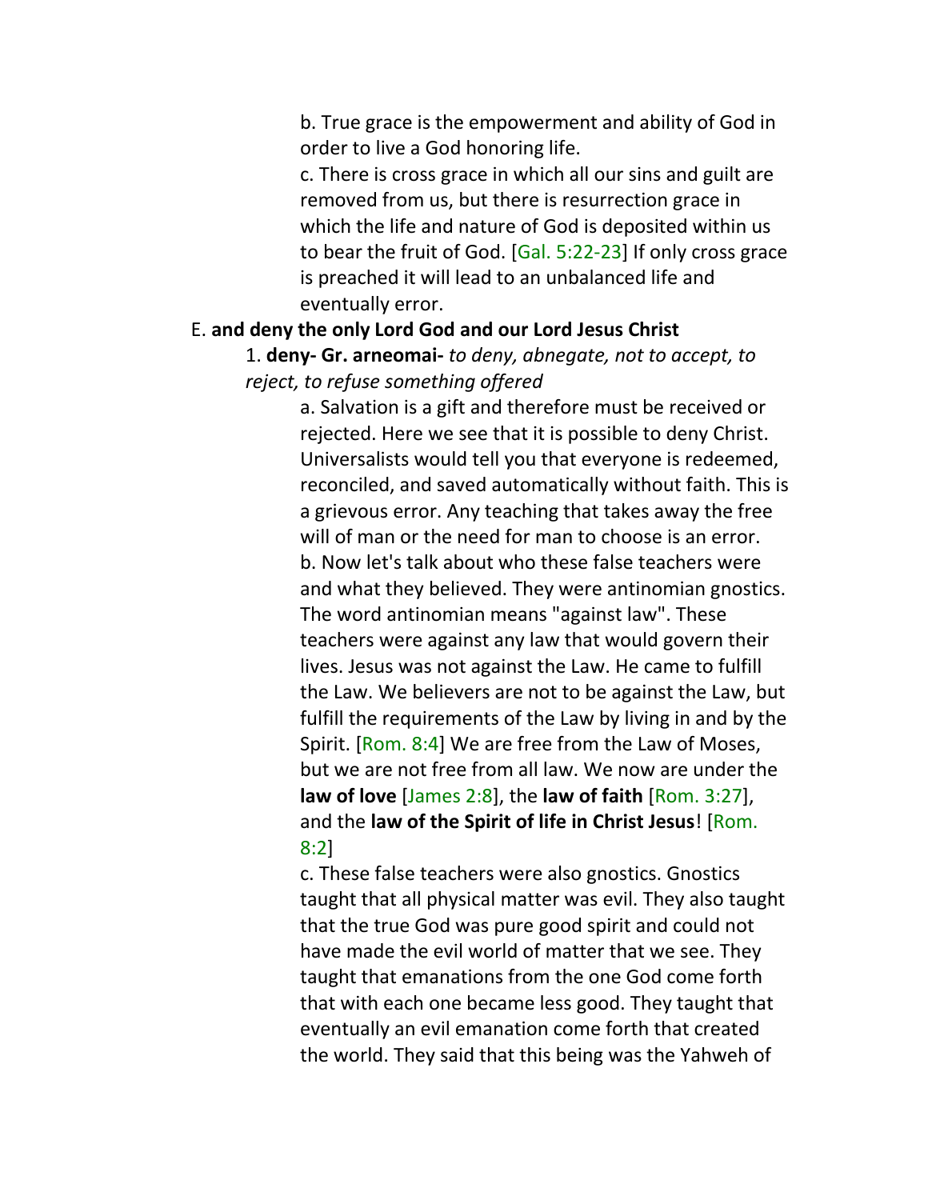b. True grace is the empowerment and ability of God in order to live a God honoring life.

c. There is cross grace in which all our sins and guilt are removed from us, but there is resurrection grace in which the life and nature of God is deposited within us to bear the fruit of God. [Gal. 5:22-23] If only cross grace is preached it will lead to an unbalanced life and eventually error.

E. **and deny the only Lord God and our Lord Jesus Christ**

1. **deny- Gr. arneomai-** *to deny, abnegate, not to accept, to reject, to refuse something offered*

a. Salvation is a gift and therefore must be received or rejected. Here we see that it is possible to deny Christ. Universalists would tell you that everyone is redeemed, reconciled, and saved automatically without faith. This is a grievous error. Any teaching that takes away the free will of man or the need for man to choose is an error.

b. Now let's talk about who these false teachers were and what they believed. They were antinomian gnostics. The word antinomian means "against law". These teachers were against any law that would govern their lives. Jesus was not against the Law. He came to fulfill the Law. We believers are not to be against the Law, but fulfill the requirements of the Law by living in and by the Spirit. [Rom. 8:4] We are free from the Law of Moses, but we are not free from all law. We now are under the **law of love** [James 2:8], the **law of faith** [Rom. 3:27], and the **law of the Spirit of life in Christ Jesus**! [Rom. 8:2]

c. These false teachers were also gnostics. Gnostics taught that all physical matter was evil. They also taught that the true God was pure good spirit and could not have made the evil world of matter that we see. They taught that emanations from the one God come forth that with each one became less good. They taught that eventually an evil emanation come forth that created the world. They said that this being was the Yahweh of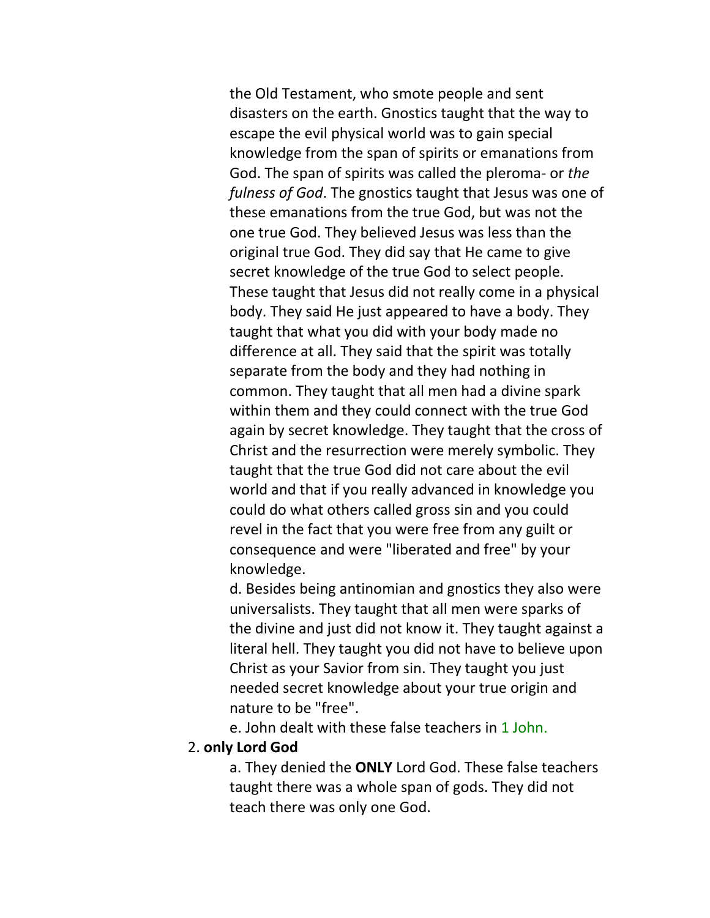the Old Testament, who smote people and sent disasters on the earth. Gnostics taught that the way to escape the evil physical world was to gain special knowledge from the span of spirits or emanations from God. The span of spirits was called the pleroma- or *the fulness of God*. The gnostics taught that Jesus was one of these emanations from the true God, but was not the one true God. They believed Jesus was less than the original true God. They did say that He came to give secret knowledge of the true God to select people. These taught that Jesus did not really come in a physical body. They said He just appeared to have a body. They taught that what you did with your body made no difference at all. They said that the spirit was totally separate from the body and they had nothing in common. They taught that all men had a divine spark within them and they could connect with the true God again by secret knowledge. They taught that the cross of Christ and the resurrection were merely symbolic. They taught that the true God did not care about the evil world and that if you really advanced in knowledge you could do what others called gross sin and you could revel in the fact that you were free from any guilt or consequence and were "liberated and free" by your knowledge.

d. Besides being antinomian and gnostics they also were universalists. They taught that all men were sparks of the divine and just did not know it. They taught against a literal hell. They taught you did not have to believe upon Christ as your Savior from sin. They taught you just needed secret knowledge about your true origin and nature to be "free".

e. John dealt with these false teachers in 1 John.

2. **only Lord God**

a. They denied the **ONLY** Lord God. These false teachers taught there was a whole span of gods. They did not teach there was only one God.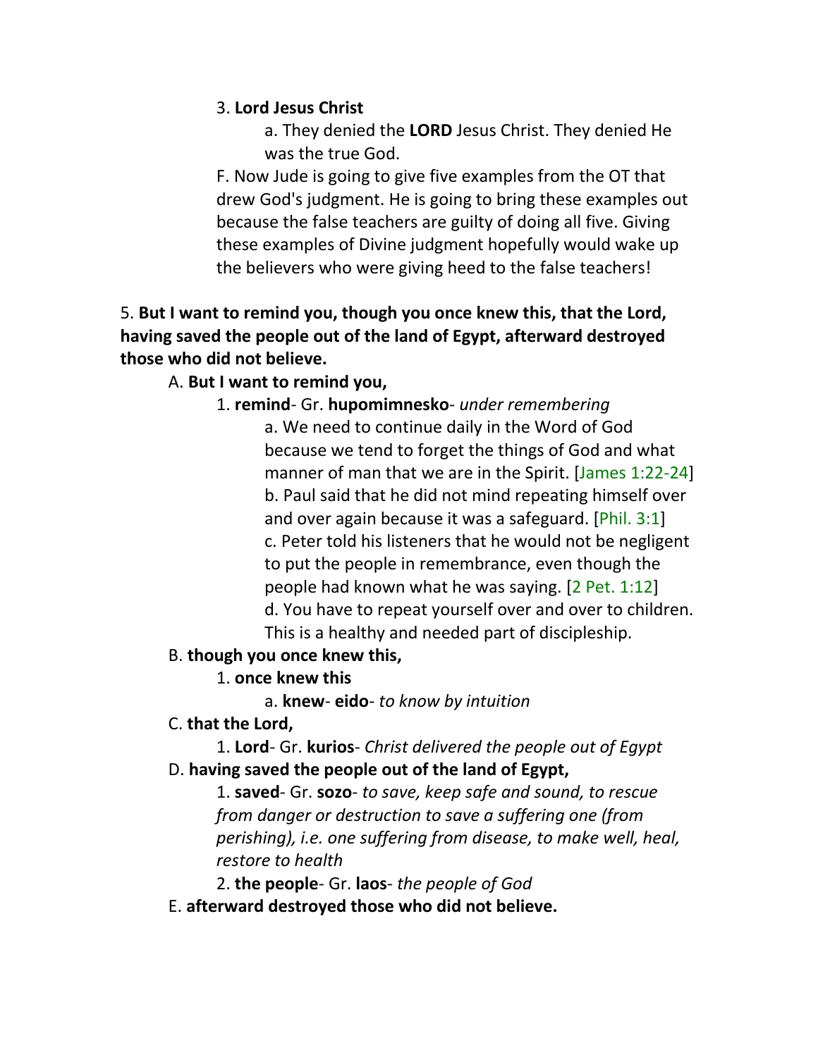3. **Lord Jesus Christ**

a. They denied the **LORD** Jesus Christ. They denied He was the true God.

F. Now Jude is going to give five examples from the OT that drew God's judgment. He is going to bring these examples out because the false teachers are guilty of doing all five. Giving these examples of Divine judgment hopefully would wake up the believers who were giving heed to the false teachers!

5. **But I want to remind you, though you once knew this, that the Lord, having saved the people out of the land of Egypt, afterward destroyed those who did not believe.**

A. **But I want to remind you,**

1. **remind**- Gr. **hupomimnesko**- *under remembering*

a. We need to continue daily in the Word of God because we tend to forget the things of God and what manner of man that we are in the Spirit. [James 1:22-24]

b. Paul said that he did not mind repeating himself over and over again because it was a safeguard. [Phil. 3:1]

c. Peter told his listeners that he would not be negligent to put the people in remembrance, even though the people had known what he was saying. [2 Pet. 1:12]

d. You have to repeat yourself over and over to children. This is a healthy and needed part of discipleship.

B. **though you once knew this,**

1. **once knew this**

a. **knew**- **eido**- *to know by intuition*

C. **that the Lord,**

1. **Lord**- Gr. **kurios**- *Christ delivered the people out of Egypt*

D. **having saved the people out of the land of Egypt,**

1. **saved**- Gr. **sozo**- *to save, keep safe and sound, to rescue from danger or destruction to save a suffering one (from perishing), i.e. one suffering from disease, to make well, heal, restore to health*

2. **the people**- Gr. **laos**- *the people of God*

E. **afterward destroyed those who did not believe.**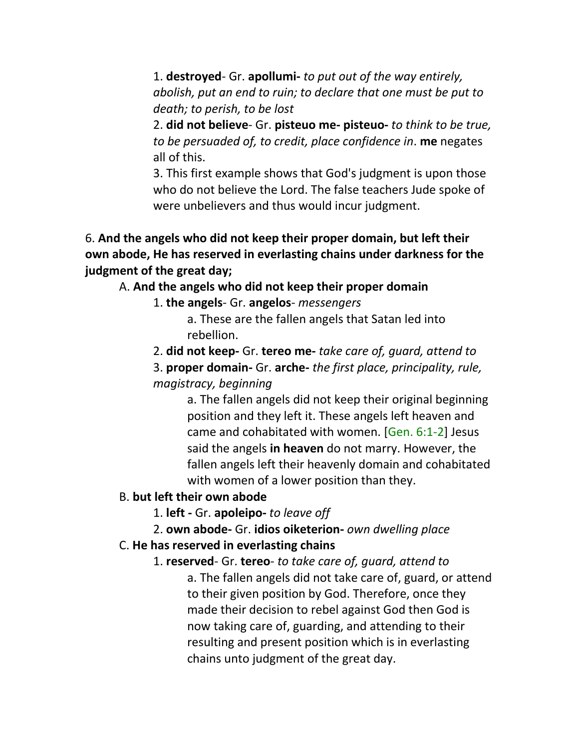1. **destroyed**- Gr. **apollumi-** *to put out of the way entirely, abolish, put an end to ruin; to declare that one must be put to death; to perish, to be lost*

2. **did not believe**- Gr. **pisteuo me- pisteuo-** *to think to be true, to be persuaded of, to credit, place confidence in*. **me** negates all of this.

3. This first example shows that God's judgment is upon those who do not believe the Lord. The false teachers Jude spoke of were unbelievers and thus would incur judgment.

6. **And the angels who did not keep their proper domain, but left their own abode, He has reserved in everlasting chains under darkness for the judgment of the great day;**

A. **And the angels who did not keep their proper domain**

1. **the angels**- Gr. **angelos**- *messengers*

a. These are the fallen angels that Satan led into rebellion.

2. **did not keep-** Gr. **tereo me-** *take care of, guard, attend to*

3. **proper domain-** Gr. **arche-** *the first place, principality, rule, magistracy, beginning*

a. The fallen angels did not keep their original beginning position and they left it. These angels left heaven and came and cohabitated with women. [Gen. 6:1-2] Jesus said the angels **in heaven** do not marry. However, the fallen angels left their heavenly domain and cohabitated with women of a lower position than they.

B. **but left their own abode**

1. **left -** Gr. **apoleipo-** *to leave off*

2. **own abode-** Gr. **idios oiketerion-** *own dwelling place*

C. **He has reserved in everlasting chains**

1. **reserved**- Gr. **tereo**- *to take care of, guard, attend to*

a. The fallen angels did not take care of, guard, or attend to their given position by God. Therefore, once they made their decision to rebel against God then God is now taking care of, guarding, and attending to their resulting and present position which is in everlasting chains unto judgment of the great day.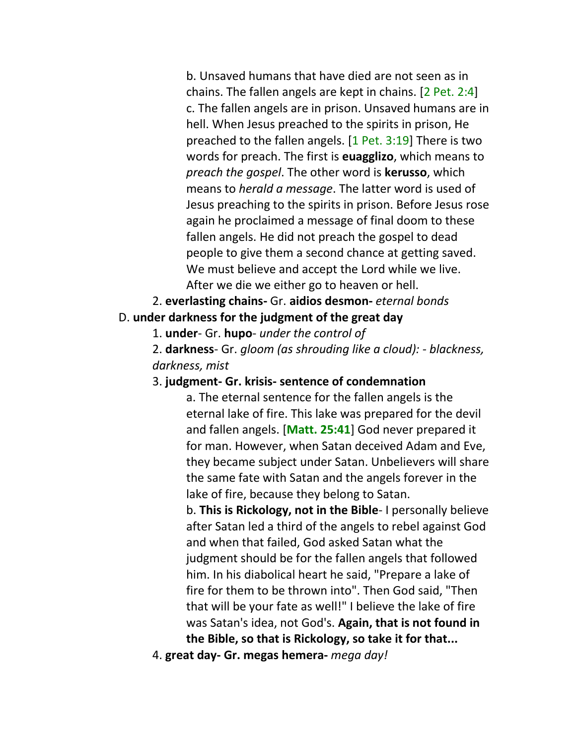b. Unsaved humans that have died are not seen as in chains. The fallen angels are kept in chains. [2 Pet. 2:4]

c. The fallen angels are in prison. Unsaved humans are in hell. When Jesus preached to the spirits in prison, He preached to the fallen angels. [1 Pet. 3:19] There is two words for preach. The first is **euagglizo**, which means to *preach the gospel*. The other word is **kerusso**, which means to *herald a message*. The latter word is used of Jesus preaching to the spirits in prison. Before Jesus rose again he proclaimed a message of final doom to these fallen angels. He did not preach the gospel to dead people to give them a second chance at getting saved. We must believe and accept the Lord while we live. After we die we either go to heaven or hell.

2. **everlasting chains-** Gr. **aidios desmon-** *eternal bonds*

D. **under darkness for the judgment of the great day**

1. **under**- Gr. **hupo**- *under the control of*

2. **darkness**- Gr. *gloom (as shrouding like a cloud): - blackness, darkness, mist*

3. **judgment- Gr. krisis- sentence of condemnation**

a. The eternal sentence for the fallen angels is the eternal lake of fire. This lake was prepared for the devil and fallen angels. [**Matt. 25:41**] God never prepared it for man. However, when Satan deceived Adam and Eve, they became subject under Satan. Unbelievers will share the same fate with Satan and the angels forever in the lake of fire, because they belong to Satan.

b. **This is Rickology, not in the Bible**- I personally believe after Satan led a third of the angels to rebel against God and when that failed, God asked Satan what the judgment should be for the fallen angels that followed him. In his diabolical heart he said, "Prepare a lake of fire for them to be thrown into". Then God said, "Then that will be your fate as well!" I believe the lake of fire was Satan's idea, not God's. **Again, that is not found in the Bible, so that is Rickology, so take it for that...**

4. **great day- Gr. megas hemera-** *mega day!*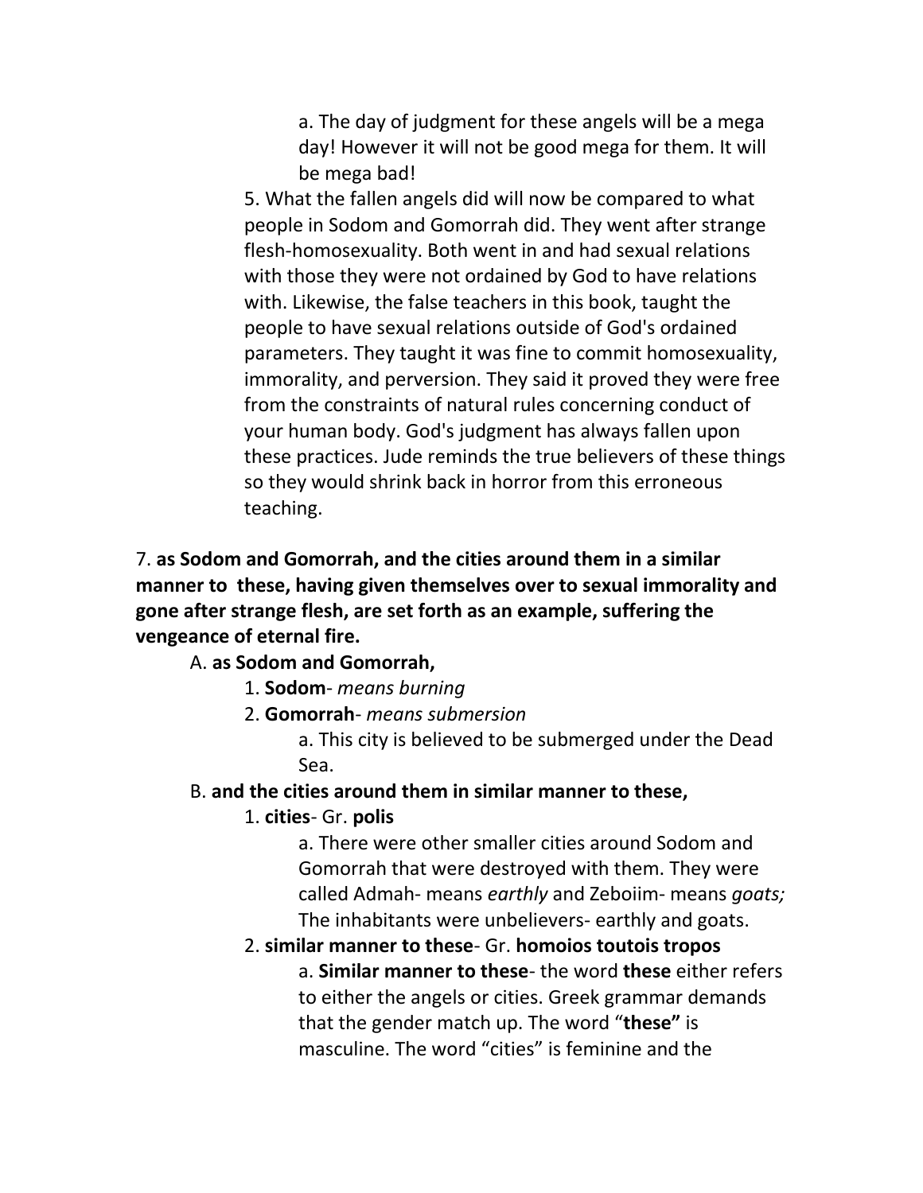a. The day of judgment for these angels will be a mega day! However it will not be good mega for them. It will be mega bad!

5. What the fallen angels did will now be compared to what people in Sodom and Gomorrah did. They went after strange flesh-homosexuality. Both went in and had sexual relations with those they were not ordained by God to have relations with. Likewise, the false teachers in this book, taught the people to have sexual relations outside of God's ordained parameters. They taught it was fine to commit homosexuality, immorality, and perversion. They said it proved they were free from the constraints of natural rules concerning conduct of your human body. God's judgment has always fallen upon these practices. Jude reminds the true believers of these things so they would shrink back in horror from this erroneous teaching.

7. **as Sodom and Gomorrah, and the cities around them in a similar manner to these, having given themselves over to sexual immorality and gone after strange flesh, are set forth as an example, suffering the vengeance of eternal fire.**

A. **as Sodom and Gomorrah,**

1. **Sodom**- *means burning*

2. **Gomorrah**- *means submersion*

a. This city is believed to be submerged under the Dead Sea.

B. **and the cities around them in similar manner to these,**

1. **cities**- Gr. **polis**

a. There were other smaller cities around Sodom and Gomorrah that were destroyed with them. They were called Admah- means *earthly* and Zeboiim- means *goats;* The inhabitants were unbelievers- earthly and goats.

2. **similar manner to these**- Gr. **homoios toutois tropos**

a. **Similar manner to these**- the word **these** either refers to either the angels or cities. Greek grammar demands that the gender match up. The word "**these"** is masculine. The word "cities" is feminine and the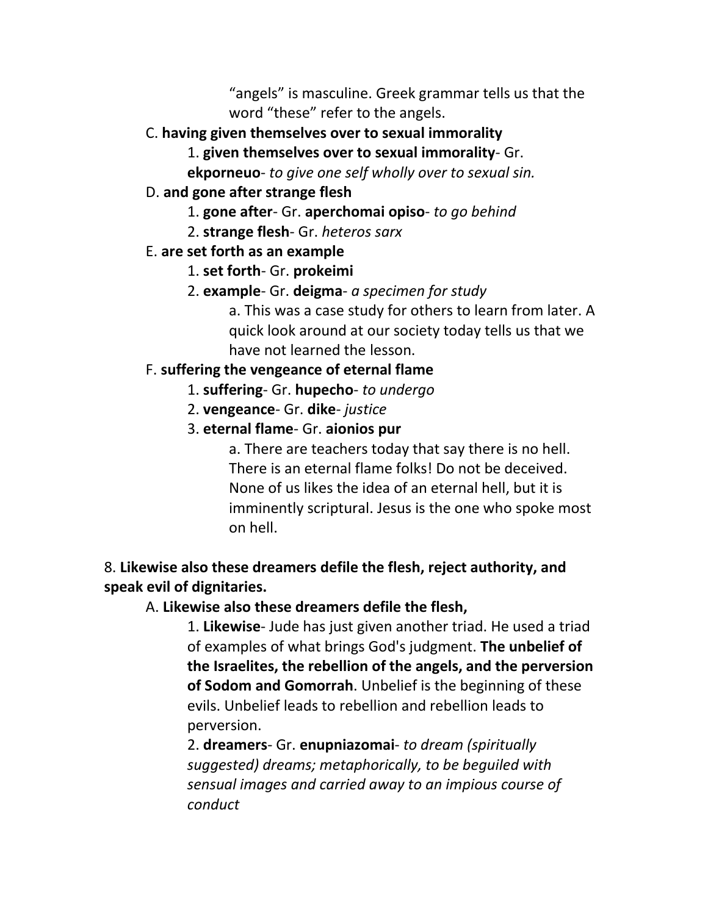"angels" is masculine. Greek grammar tells us that the word "these" refer to the angels.

C. **having given themselves over to sexual immorality**

1. **given themselves over to sexual immorality**- Gr. **ekporneuo**- *to give one self wholly over to sexual sin.*

D. **and gone after strange flesh**

1. **gone after**- Gr. **aperchomai opiso**- *to go behind*

2. **strange flesh**- Gr. *heteros sarx*

E. **are set forth as an example**

1. **set forth**- Gr. **prokeimi**

2. **example**- Gr. **deigma**- *a specimen for study*

a. This was a case study for others to learn from later. A quick look around at our society today tells us that we have not learned the lesson.

F. **suffering the vengeance of eternal flame**

1. **suffering**- Gr. **hupecho**- *to undergo*

2. **vengeance**- Gr. **dike**- *justice*

3. **eternal flame**- Gr. **aionios pur**

a. There are teachers today that say there is no hell. There is an eternal flame folks! Do not be deceived. None of us likes the idea of an eternal hell, but it is imminently scriptural. Jesus is the one who spoke most on hell.

8. **Likewise also these dreamers defile the flesh, reject authority, and speak evil of dignitaries.**

A. **Likewise also these dreamers defile the flesh,**

1. **Likewise**- Jude has just given another triad. He used a triad of examples of what brings God's judgment. **The unbelief of the Israelites, the rebellion of the angels, and the perversion of Sodom and Gomorrah**. Unbelief is the beginning of these evils. Unbelief leads to rebellion and rebellion leads to perversion.

2. **dreamers**- Gr. **enupniazomai**- *to dream (spiritually suggested) dreams; metaphorically, to be beguiled with sensual images and carried away to an impious course of conduct*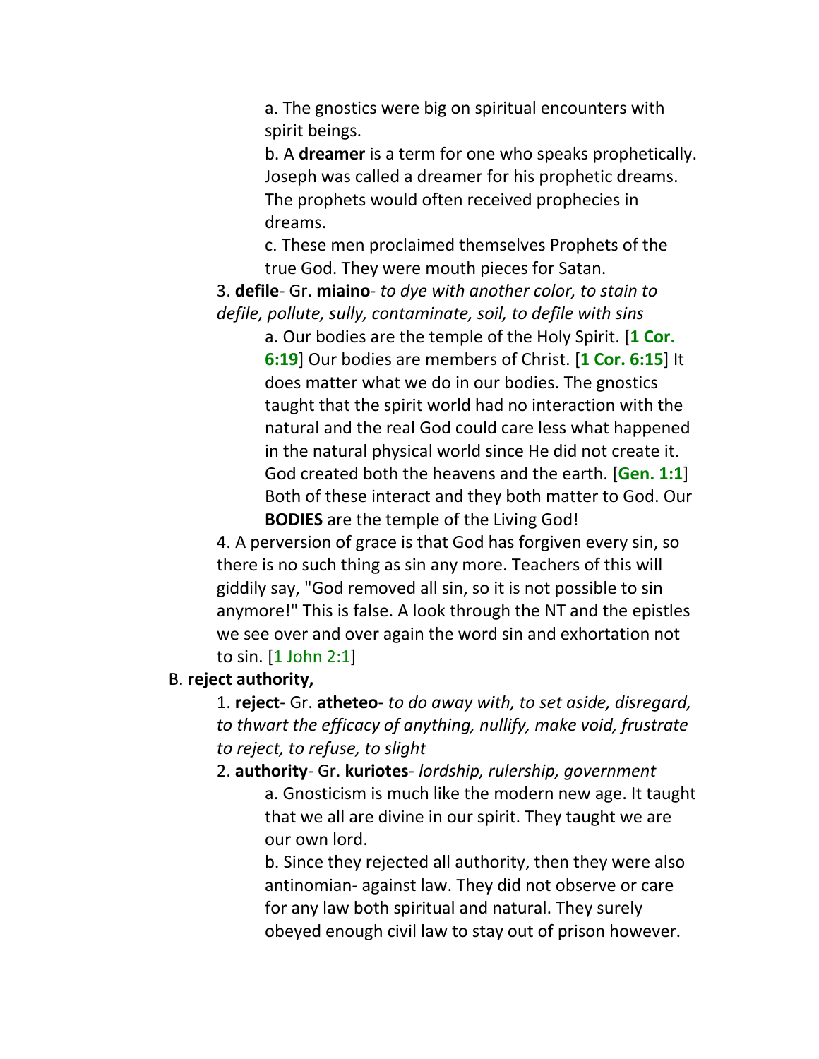a. The gnostics were big on spiritual encounters with spirit beings.

b. A **dreamer** is a term for one who speaks prophetically. Joseph was called a dreamer for his prophetic dreams. The prophets would often received prophecies in dreams.

c. These men proclaimed themselves Prophets of the true God. They were mouth pieces for Satan.

3. **defile**- Gr. **miaino**- *to dye with another color, to stain to defile, pollute, sully, contaminate, soil, to defile with sins*

a. Our bodies are the temple of the Holy Spirit. [**1 Cor. 6:19**] Our bodies are members of Christ. [**1 Cor. 6:15**] It does matter what we do in our bodies. The gnostics taught that the spirit world had no interaction with the natural and the real God could care less what happened in the natural physical world since He did not create it. God created both the heavens and the earth. [**Gen. 1:1**] Both of these interact and they both matter to God. Our **BODIES** are the temple of the Living God!

4. A perversion of grace is that God has forgiven every sin, so there is no such thing as sin any more. Teachers of this will giddily say, "God removed all sin, so it is not possible to sin anymore!" This is false. A look through the NT and the epistles we see over and over again the word sin and exhortation not to sin. [1 John 2:1]

B. **reject authority,**

1. **reject**- Gr. **atheteo**- *to do away with, to set aside, disregard, to thwart the efficacy of anything, nullify, make void, frustrate to reject, to refuse, to slight*

2. **authority**- Gr. **kuriotes**- *lordship, rulership, government*

a. Gnosticism is much like the modern new age. It taught that we all are divine in our spirit. They taught we are our own lord.

b. Since they rejected all authority, then they were also antinomian- against law. They did not observe or care for any law both spiritual and natural. They surely obeyed enough civil law to stay out of prison however.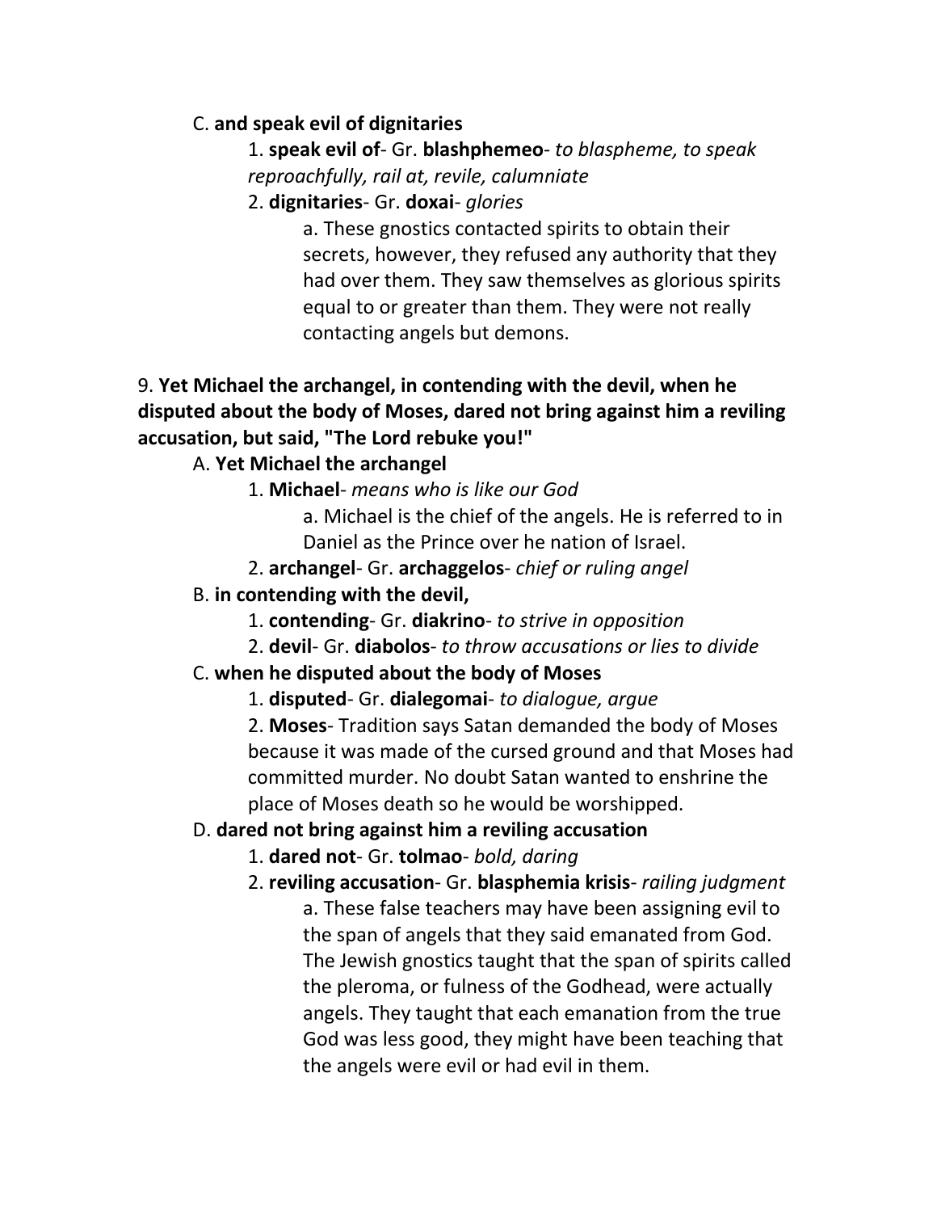C. **and speak evil of dignitaries**

1. **speak evil of**- Gr. **blashphemeo**- *to blaspheme, to speak reproachfully, rail at, revile, calumniate*

2. **dignitaries**- Gr. **doxai**- *glories*

a. These gnostics contacted spirits to obtain their secrets, however, they refused any authority that they had over them. They saw themselves as glorious spirits equal to or greater than them. They were not really contacting angels but demons.

9. **Yet Michael the archangel, in contending with the devil, when he disputed about the body of Moses, dared not bring against him a reviling accusation, but said, "The Lord rebuke you!"**

A. **Yet Michael the archangel**

1. **Michael**- *means who is like our God*

a. Michael is the chief of the angels. He is referred to in Daniel as the Prince over he nation of Israel.

2. **archangel**- Gr. **archaggelos**- *chief or ruling angel*

B. **in contending with the devil,**

1. **contending**- Gr. **diakrino**- *to strive in opposition*

2. **devil**- Gr. **diabolos**- *to throw accusations or lies to divide*

C. **when he disputed about the body of Moses**

1. **disputed**- Gr. **dialegomai**- *to dialogue, argue*

2. **Moses**- Tradition says Satan demanded the body of Moses because it was made of the cursed ground and that Moses had committed murder. No doubt Satan wanted to enshrine the place of Moses death so he would be worshipped.

D. **dared not bring against him a reviling accusation**

1. **dared not**- Gr. **tolmao**- *bold, daring*

2. **reviling accusation**- Gr. **blasphemia krisis**- *railing judgment*

a. These false teachers may have been assigning evil to the span of angels that they said emanated from God. The Jewish gnostics taught that the span of spirits called the pleroma, or fulness of the Godhead, were actually angels. They taught that each emanation from the true God was less good, they might have been teaching that the angels were evil or had evil in them.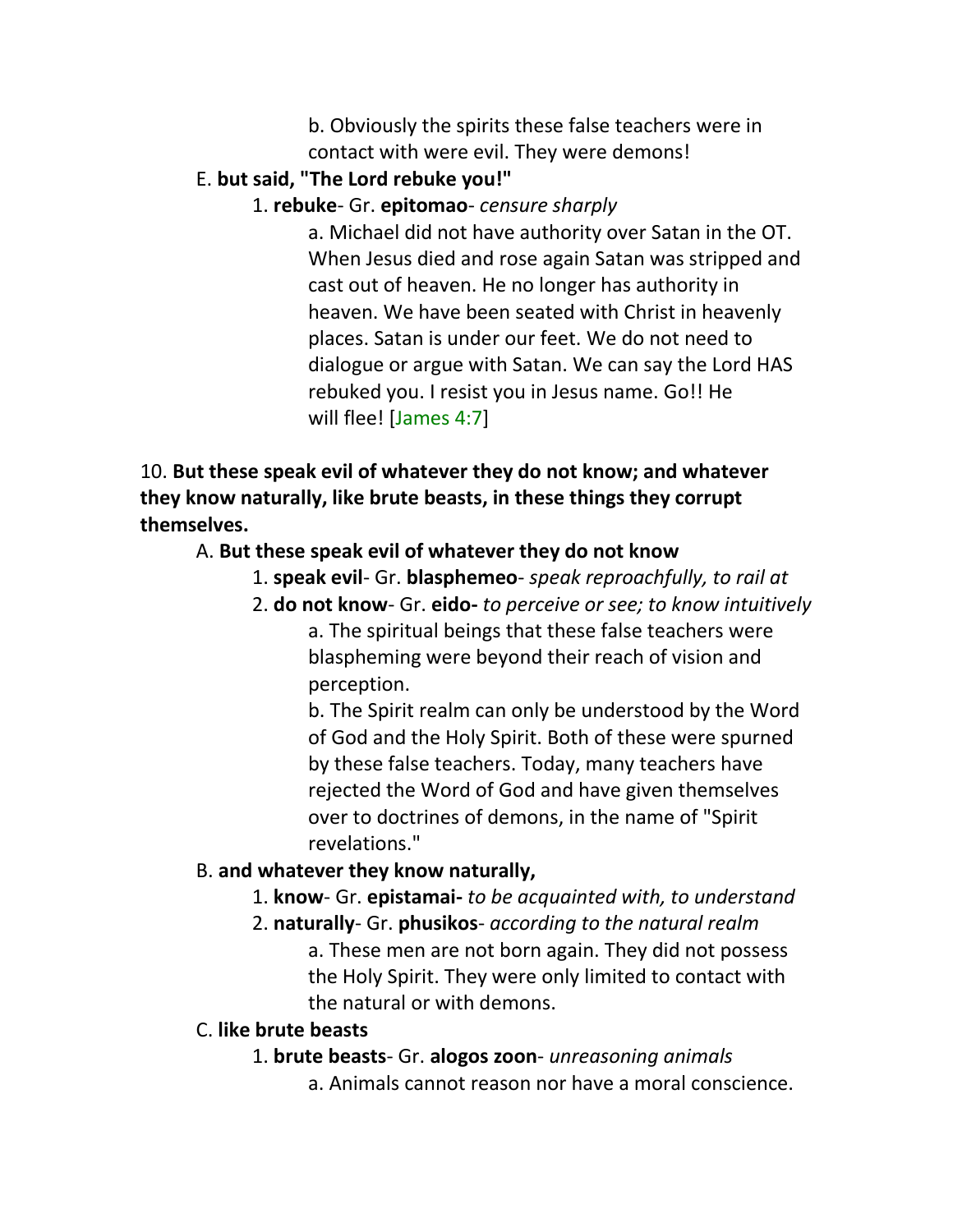b. Obviously the spirits these false teachers were in contact with were evil. They were demons!

E. **but said, "The Lord rebuke you!"**

1. **rebuke**- Gr. **epitomao**- *censure sharply*

a. Michael did not have authority over Satan in the OT. When Jesus died and rose again Satan was stripped and cast out of heaven. He no longer has authority in heaven. We have been seated with Christ in heavenly places. Satan is under our feet. We do not need to dialogue or argue with Satan. We can say the Lord HAS rebuked you. I resist you in Jesus name. Go!! He will flee! [James 4:7]

10. **But these speak evil of whatever they do not know; and whatever they know naturally, like brute beasts, in these things they corrupt themselves.**

A. **But these speak evil of whatever they do not know**

1. **speak evil**- Gr. **blasphemeo**- *speak reproachfully, to rail at*

2. **do not know**- Gr. **eido-** *to perceive or see; to know intuitively*

a. The spiritual beings that these false teachers were blaspheming were beyond their reach of vision and perception.

b. The Spirit realm can only be understood by the Word of God and the Holy Spirit. Both of these were spurned by these false teachers. Today, many teachers have rejected the Word of God and have given themselves over to doctrines of demons, in the name of "Spirit revelations."

B. **and whatever they know naturally,**

1. **know**- Gr. **epistamai-** *to be acquainted with, to understand*

2. **naturally**- Gr. **phusikos**- *according to the natural realm*

a. These men are not born again. They did not possess the Holy Spirit. They were only limited to contact with the natural or with demons.

C. **like brute beasts**

1. **brute beasts**- Gr. **alogos zoon**- *unreasoning animals*

a. Animals cannot reason nor have a moral conscience.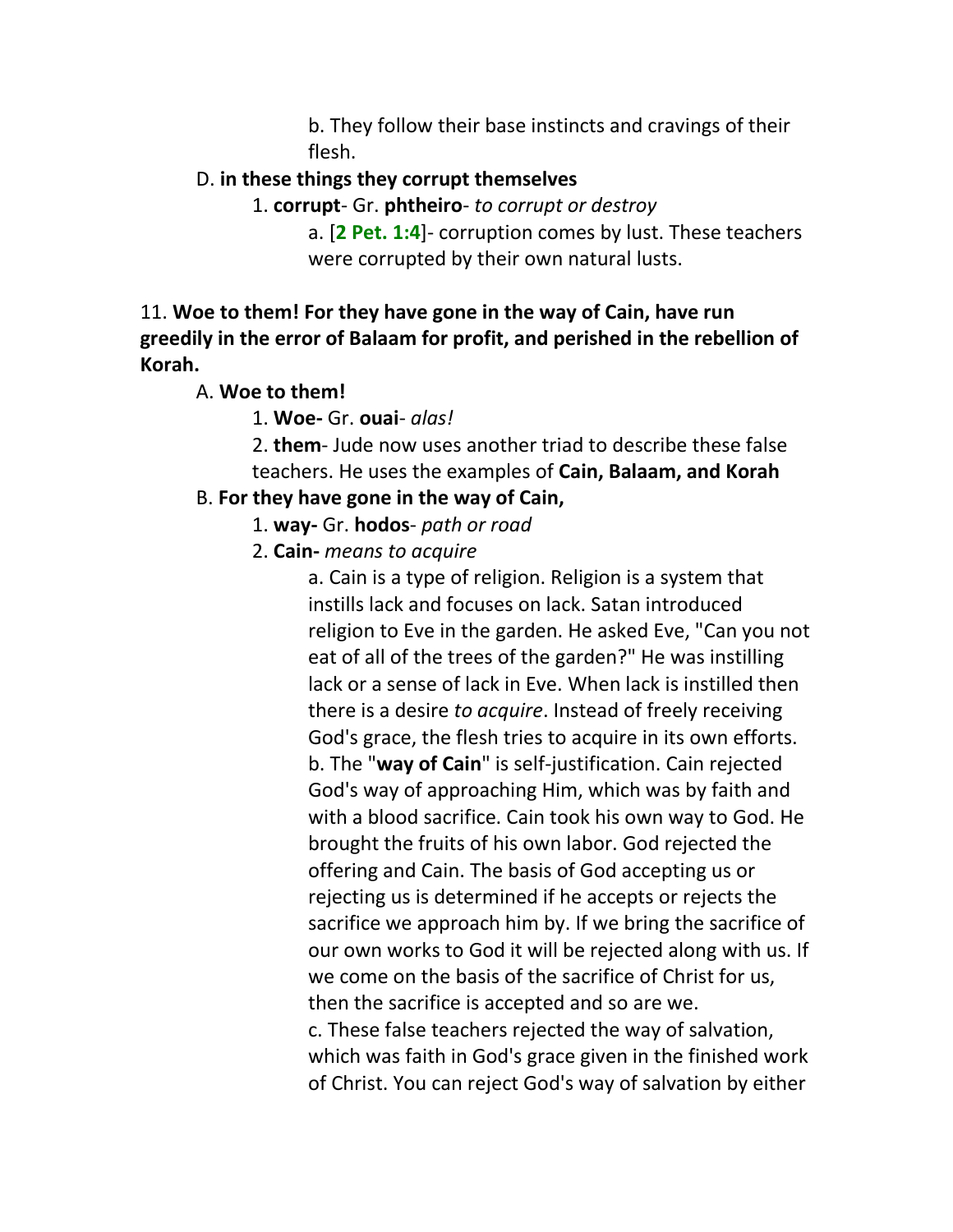b. They follow their base instincts and cravings of their flesh.

D. **in these things they corrupt themselves**

1. **corrupt**- Gr. **phtheiro**- *to corrupt or destroy*

a. [**2 Pet. 1:4**]- corruption comes by lust. These teachers were corrupted by their own natural lusts.

11. **Woe to them! For they have gone in the way of Cain, have run greedily in the error of Balaam for profit, and perished in the rebellion of Korah.**

A. **Woe to them!**

1. **Woe-** Gr. **ouai**- *alas!*

2. **them**- Jude now uses another triad to describe these false teachers. He uses the examples of **Cain, Balaam, and Korah**

B. **For they have gone in the way of Cain,**

1. **way-** Gr. **hodos**- *path or road*

2. **Cain-** *means to acquire*

a. Cain is a type of religion. Religion is a system that instills lack and focuses on lack. Satan introduced religion to Eve in the garden. He asked Eve, "Can you not eat of all of the trees of the garden?" He was instilling lack or a sense of lack in Eve. When lack is instilled then there is a desire *to acquire*. Instead of freely receiving God's grace, the flesh tries to acquire in its own efforts.

b. The "**way of Cain**" is self-justification. Cain rejected God's way of approaching Him, which was by faith and with a blood sacrifice. Cain took his own way to God. He brought the fruits of his own labor. God rejected the offering and Cain. The basis of God accepting us or rejecting us is determined if he accepts or rejects the sacrifice we approach him by. If we bring the sacrifice of our own works to God it will be rejected along with us. If we come on the basis of the sacrifice of Christ for us, then the sacrifice is accepted and so are we.

c. These false teachers rejected the way of salvation, which was faith in God's grace given in the finished work of Christ. You can reject God's way of salvation by either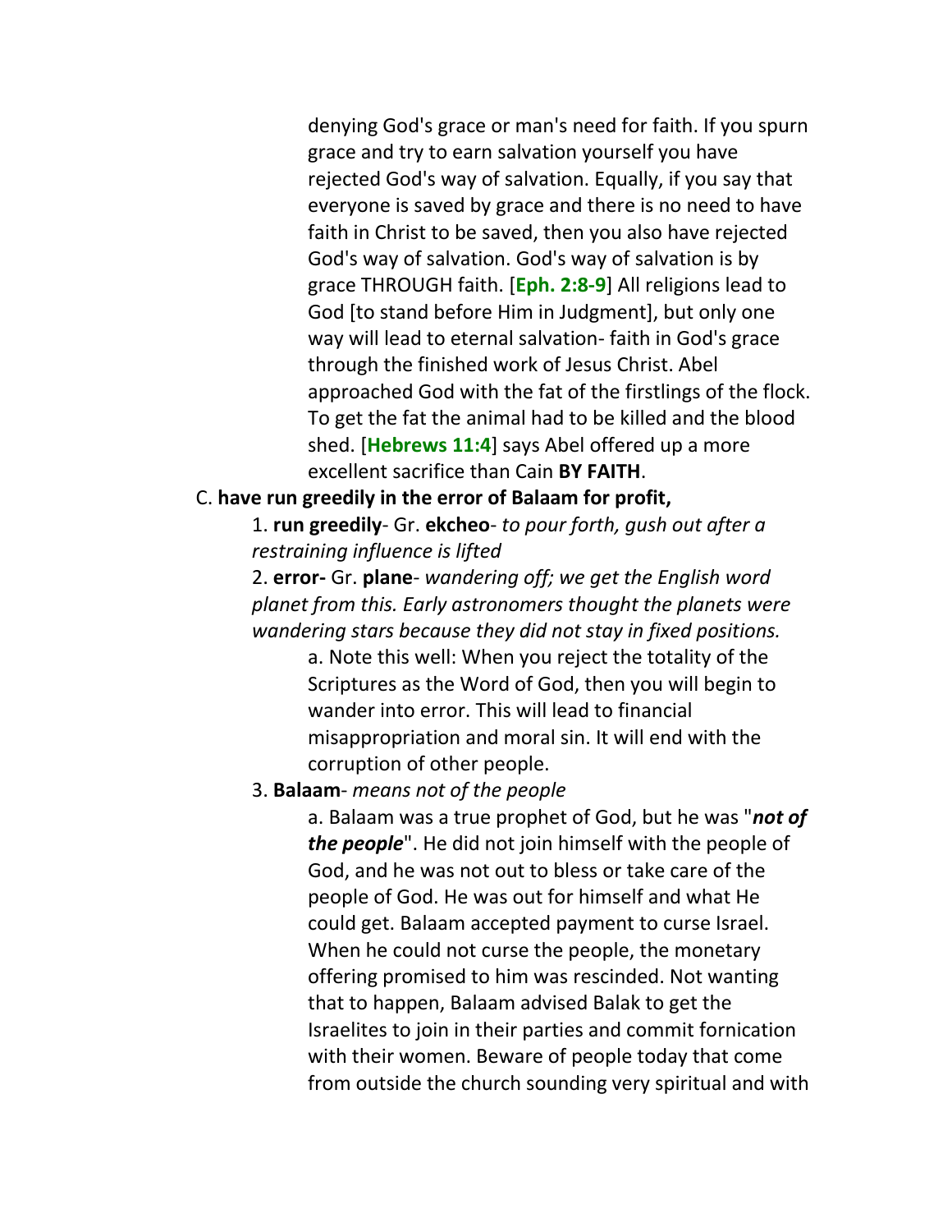denying God's grace or man's need for faith. If you spurn grace and try to earn salvation yourself you have rejected God's way of salvation. Equally, if you say that everyone is saved by grace and there is no need to have faith in Christ to be saved, then you also have rejected God's way of salvation. God's way of salvation is by grace THROUGH faith. [**Eph. 2:8-9**] All religions lead to God [to stand before Him in Judgment], but only one way will lead to eternal salvation- faith in God's grace through the finished work of Jesus Christ. Abel approached God with the fat of the firstlings of the flock. To get the fat the animal had to be killed and the blood shed. [**Hebrews 11:4**] says Abel offered up a more excellent sacrifice than Cain **BY FAITH**.

C. **have run greedily in the error of Balaam for profit,**

1. **run greedily**- Gr. **ekcheo**- *to pour forth, gush out after a restraining influence is lifted*

2. **error-** Gr. **plane**- *wandering off; we get the English word planet from this. Early astronomers thought the planets were wandering stars because they did not stay in fixed positions.*

a. Note this well: When you reject the totality of the Scriptures as the Word of God, then you will begin to wander into error. This will lead to financial misappropriation and moral sin. It will end with the corruption of other people.

3. **Balaam**- *means not of the people*

a. Balaam was a true prophet of God, but he was "***not of the people***". He did not join himself with the people of God, and he was not out to bless or take care of the people of God. He was out for himself and what He could get. Balaam accepted payment to curse Israel. When he could not curse the people, the monetary offering promised to him was rescinded. Not wanting that to happen, Balaam advised Balak to get the Israelites to join in their parties and commit fornication with their women. Beware of people today that come from outside the church sounding very spiritual and with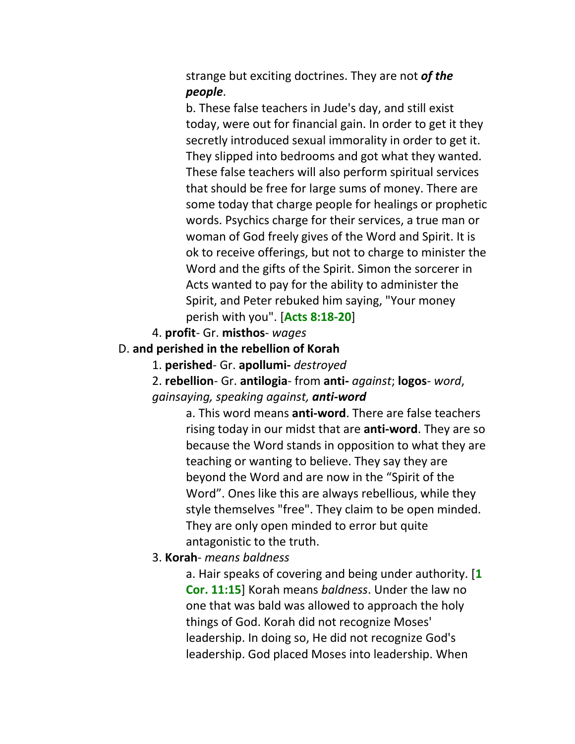strange but exciting doctrines. They are not ***of the people***.

b. These false teachers in Jude's day, and still exist today, were out for financial gain. In order to get it they secretly introduced sexual immorality in order to get it. They slipped into bedrooms and got what they wanted. These false teachers will also perform spiritual services that should be free for large sums of money. There are some today that charge people for healings or prophetic words. Psychics charge for their services, a true man or woman of God freely gives of the Word and Spirit. It is ok to receive offerings, but not to charge to minister the Word and the gifts of the Spirit. Simon the sorcerer in Acts wanted to pay for the ability to administer the Spirit, and Peter rebuked him saying, "Your money perish with you". [**Acts 8:18-20**]

4. **profit**- Gr. **misthos**- *wages*

D. **and perished in the rebellion of Korah**

1. **perished**- Gr. **apollumi-** *destroyed*

2. **rebellion**- Gr. **antilogia**- from **anti-** *against*; **logos**- *word*, *gainsaying, speaking against, **anti-word***

a. This word means **anti-word**. There are false teachers rising today in our midst that are **anti-word**. They are so because the Word stands in opposition to what they are teaching or wanting to believe. They say they are beyond the Word and are now in the "Spirit of the Word". Ones like this are always rebellious, while they style themselves "free". They claim to be open minded. They are only open minded to error but quite antagonistic to the truth.

3. **Korah**- *means baldness*

a. Hair speaks of covering and being under authority. [**1 Cor. 11:15**] Korah means *baldness*. Under the law no one that was bald was allowed to approach the holy things of God. Korah did not recognize Moses' leadership. In doing so, He did not recognize God's leadership. God placed Moses into leadership. When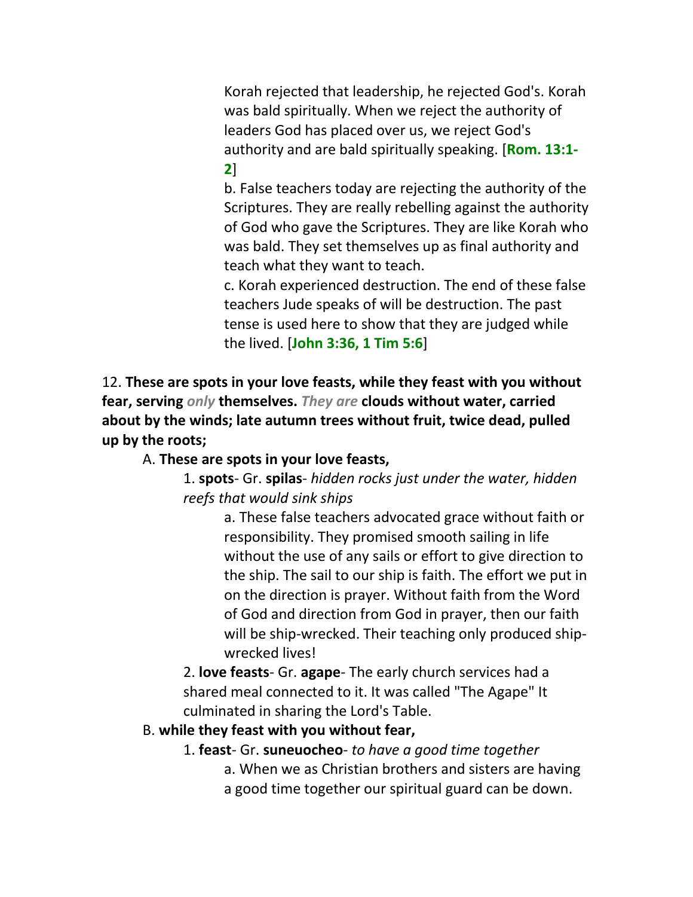Korah rejected that leadership, he rejected God's. Korah was bald spiritually. When we reject the authority of leaders God has placed over us, we reject God's authority and are bald spiritually speaking. [**Rom. 13:1-2**]

b. False teachers today are rejecting the authority of the Scriptures. They are really rebelling against the authority of God who gave the Scriptures. They are like Korah who was bald. They set themselves up as final authority and teach what they want to teach.

c. Korah experienced destruction. The end of these false teachers Jude speaks of will be destruction. The past tense is used here to show that they are judged while the lived. [**John 3:36, 1 Tim 5:6**]

12. **These are spots in your love feasts, while they feast with you without fear, serving *only* themselves. *They are* clouds without water, carried about by the winds; late autumn trees without fruit, twice dead, pulled up by the roots;**

A. **These are spots in your love feasts,**

1. **spots**- Gr. **spilas**- *hidden rocks just under the water, hidden reefs that would sink ships*

a. These false teachers advocated grace without faith or responsibility. They promised smooth sailing in life without the use of any sails or effort to give direction to the ship. The sail to our ship is faith. The effort we put in on the direction is prayer. Without faith from the Word of God and direction from God in prayer, then our faith will be ship-wrecked. Their teaching only produced ship-wrecked lives!

2. **love feasts**- Gr. **agape**- The early church services had a shared meal connected to it. It was called "The Agape" It culminated in sharing the Lord's Table.

B. **while they feast with you without fear,**

1. **feast**- Gr. **suneuocheo**- *to have a good time together*

a. When we as Christian brothers and sisters are having a good time together our spiritual guard can be down.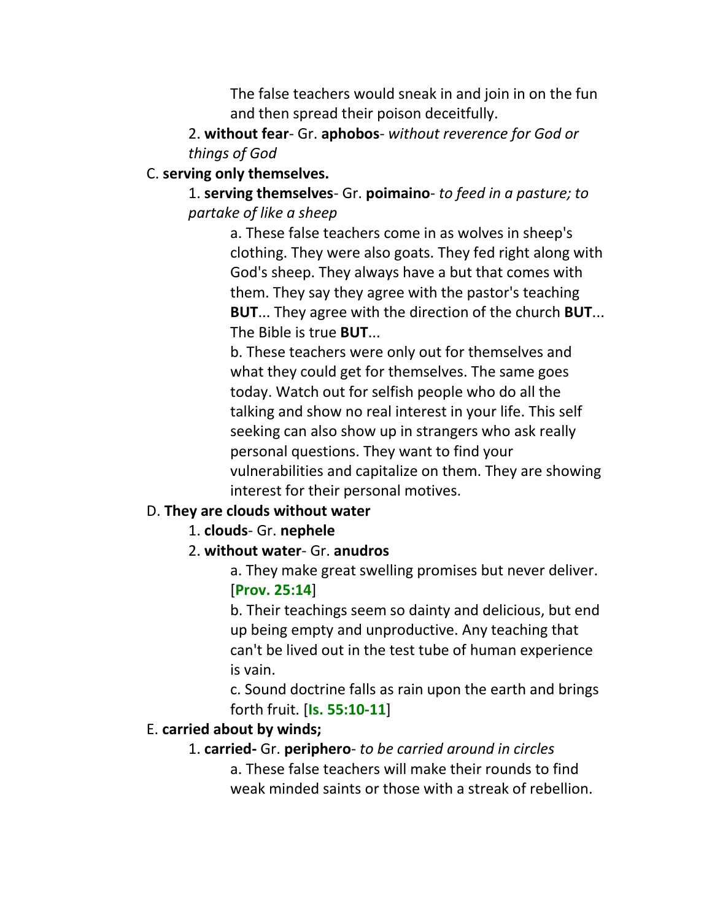The false teachers would sneak in and join in on the fun and then spread their poison deceitfully.

2. **without fear**- Gr. **aphobos**- *without reverence for God or things of God*

C. **serving only themselves.**

1. **serving themselves**- Gr. **poimaino**- *to feed in a pasture; to partake of like a sheep*

a. These false teachers come in as wolves in sheep's clothing. They were also goats. They fed right along with God's sheep. They always have a but that comes with them. They say they agree with the pastor's teaching **BUT**... They agree with the direction of the church **BUT**... The Bible is true **BUT**...

b. These teachers were only out for themselves and what they could get for themselves. The same goes today. Watch out for selfish people who do all the talking and show no real interest in your life. This self seeking can also show up in strangers who ask really personal questions. They want to find your vulnerabilities and capitalize on them. They are showing interest for their personal motives.

D. **They are clouds without water**

1. **clouds**- Gr. **nephele**

2. **without water**- Gr. **anudros**

a. They make great swelling promises but never deliver. [**Prov. 25:14**]

b. Their teachings seem so dainty and delicious, but end up being empty and unproductive. Any teaching that can't be lived out in the test tube of human experience is vain.

c. Sound doctrine falls as rain upon the earth and brings forth fruit. [**Is. 55:10-11**]

E. **carried about by winds;**

1. **carried-** Gr. **peripherо**- *to be carried around in circles*

a. These false teachers will make their rounds to find weak minded saints or those with a streak of rebellion.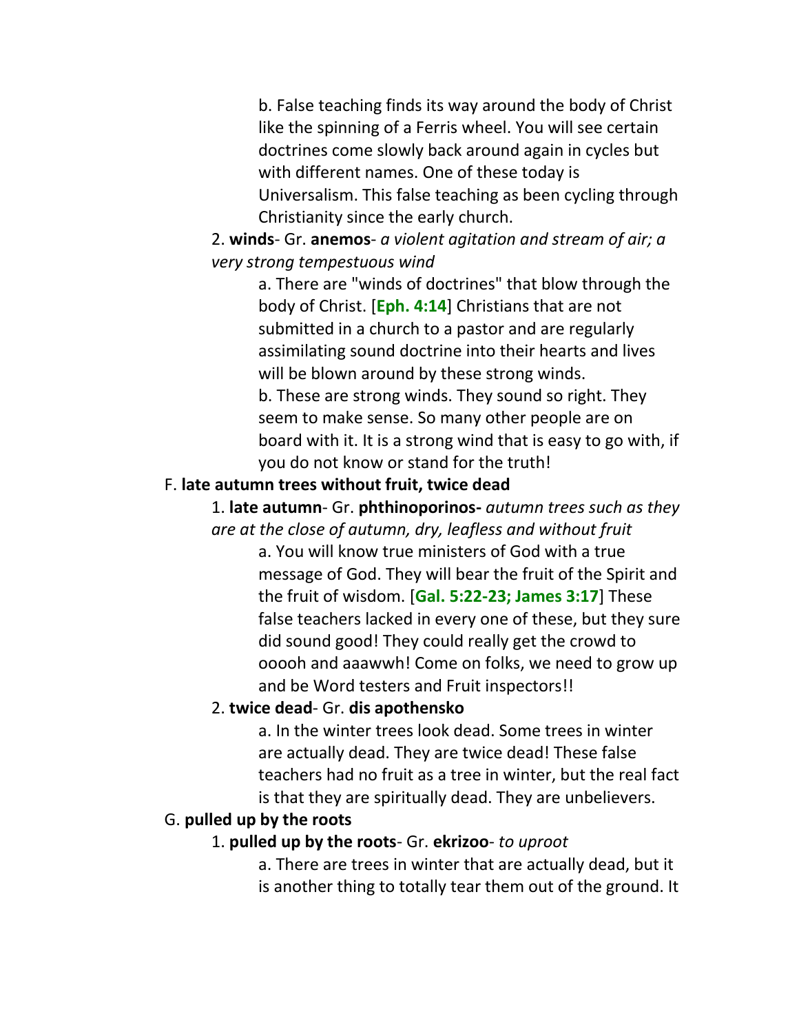b. False teaching finds its way around the body of Christ like the spinning of a Ferris wheel. You will see certain doctrines come slowly back around again in cycles but with different names. One of these today is Universalism. This false teaching as been cycling through Christianity since the early church.

2. **winds**- Gr. **anemos**- *a violent agitation and stream of air; a very strong tempestuous wind*

a. There are "winds of doctrines" that blow through the body of Christ. [**Eph. 4:14**] Christians that are not submitted in a church to a pastor and are regularly assimilating sound doctrine into their hearts and lives will be blown around by these strong winds.

b. These are strong winds. They sound so right. They seem to make sense. So many other people are on board with it. It is a strong wind that is easy to go with, if you do not know or stand for the truth!

F. **late autumn trees without fruit, twice dead**

1. **late autumn**- Gr. **phthinoporinos-** *autumn trees such as they are at the close of autumn, dry, leafless and without fruit*

a. You will know true ministers of God with a true message of God. They will bear the fruit of the Spirit and the fruit of wisdom. [**Gal. 5:22-23; James 3:17**] These false teachers lacked in every one of these, but they sure did sound good! They could really get the crowd to ooooh and aaawwh! Come on folks, we need to grow up and be Word testers and Fruit inspectors!!

2. **twice dead**- Gr. **dis apothensko**

a. In the winter trees look dead. Some trees in winter are actually dead. They are twice dead! These false teachers had no fruit as a tree in winter, but the real fact is that they are spiritually dead. They are unbelievers.

G. **pulled up by the roots**

1. **pulled up by the roots**- Gr. **ekrizoo**- *to uproot*

a. There are trees in winter that are actually dead, but it is another thing to totally tear them out of the ground. It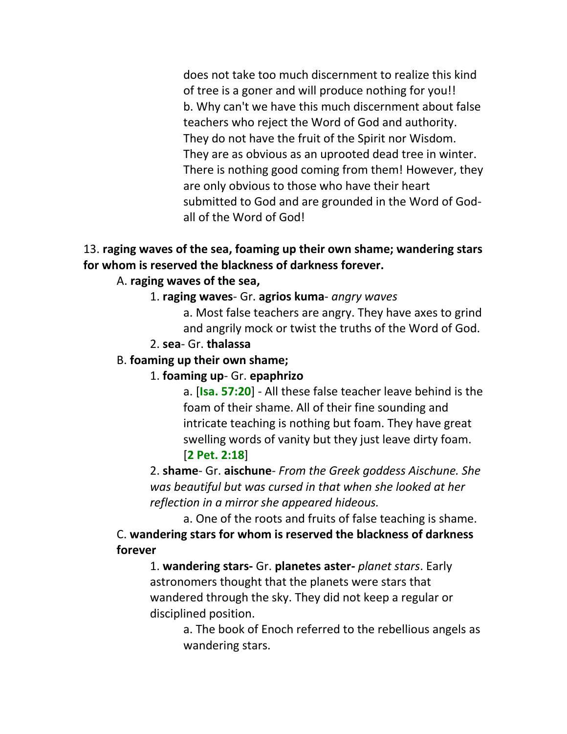does not take too much discernment to realize this kind of tree is a goner and will produce nothing for you!!

b. Why can't we have this much discernment about false teachers who reject the Word of God and authority. They do not have the fruit of the Spirit nor Wisdom. They are as obvious as an uprooted dead tree in winter. There is nothing good coming from them! However, they are only obvious to those who have their heart submitted to God and are grounded in the Word of God- all of the Word of God!

13. **raging waves of the sea, foaming up their own shame; wandering stars for whom is reserved the blackness of darkness forever.**

A. **raging waves of the sea,**

1. **raging waves**- Gr. **agrios kuma**- *angry waves*

a. Most false teachers are angry. They have axes to grind and angrily mock or twist the truths of the Word of God.

2. **sea**- Gr. **thalassa**

B. **foaming up their own shame;**

1. **foaming up**- Gr. **epaphrizo**

a. [**Isa. 57:20**] - All these false teacher leave behind is the foam of their shame. All of their fine sounding and intricate teaching is nothing but foam. They have great swelling words of vanity but they just leave dirty foam. [**2 Pet. 2:18**]

2. **shame**- Gr. **aischune**- *From the Greek goddess Aischune. She was beautiful but was cursed in that when she looked at her reflection in a mirror she appeared hideous.*

a. One of the roots and fruits of false teaching is shame.

C. **wandering stars for whom is reserved the blackness of darkness forever**

1. **wandering stars-** Gr. **planetes aster-** *planet stars*. Early astronomers thought that the planets were stars that wandered through the sky. They did not keep a regular or disciplined position.

a. The book of Enoch referred to the rebellious angels as wandering stars.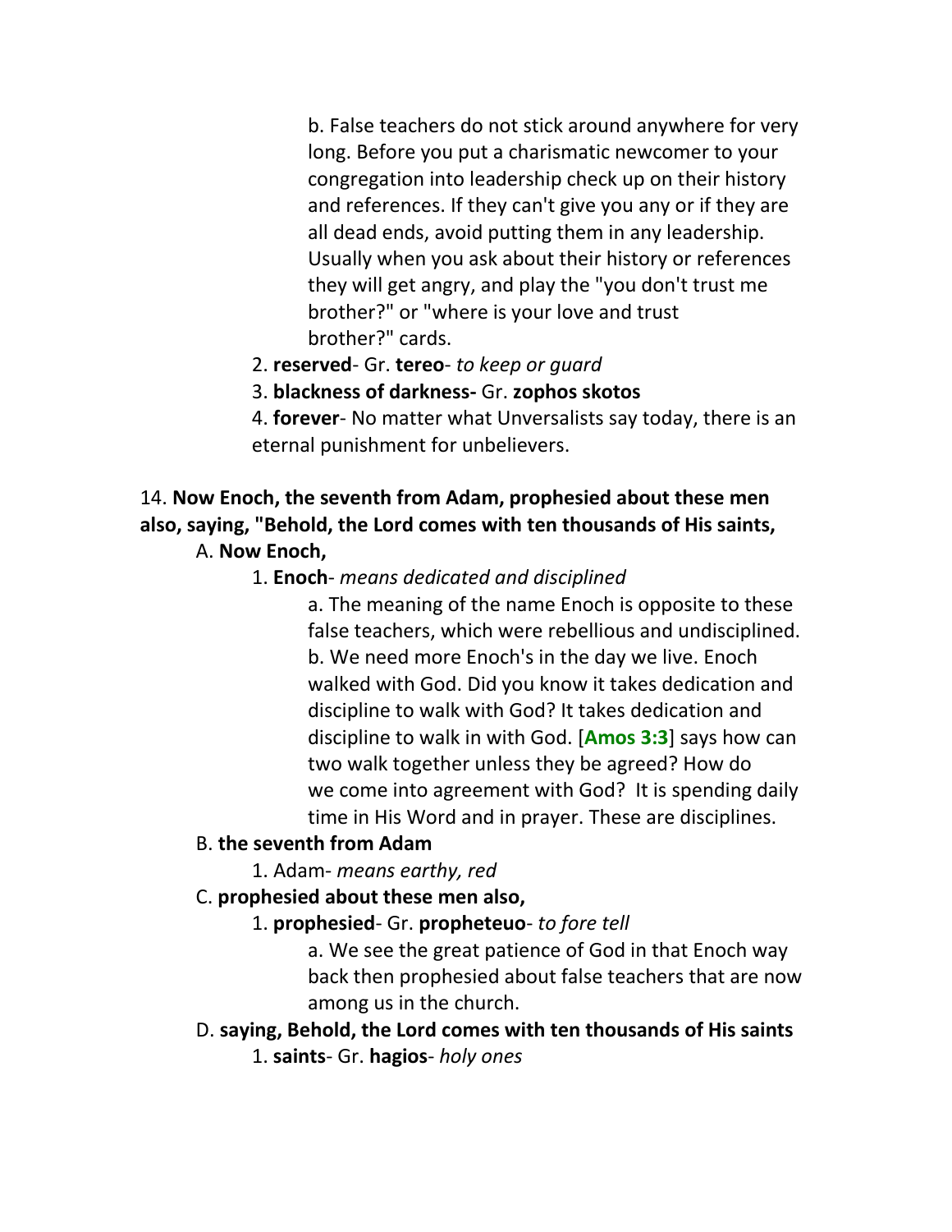b. False teachers do not stick around anywhere for very long. Before you put a charismatic newcomer to your congregation into leadership check up on their history and references. If they can't give you any or if they are all dead ends, avoid putting them in any leadership. Usually when you ask about their history or references they will get angry, and play the "you don't trust me brother?" or "where is your love and trust brother?" cards.

2. **reserved**- Gr. **tereo**- *to keep or guard*

3. **blackness of darkness-** Gr. **zophos skotos**

4. **forever**- No matter what Unversalists say today, there is an eternal punishment for unbelievers.

14. **Now Enoch, the seventh from Adam, prophesied about these men also, saying, "Behold, the Lord comes with ten thousands of His saints,**

A. **Now Enoch,**

1. **Enoch**- *means dedicated and disciplined*

a. The meaning of the name Enoch is opposite to these false teachers, which were rebellious and undisciplined.

b. We need more Enoch's in the day we live. Enoch walked with God. Did you know it takes dedication and discipline to walk with God? It takes dedication and discipline to walk in with God. [**Amos 3:3**] says how can two walk together unless they be agreed? How do we come into agreement with God? It is spending daily time in His Word and in prayer. These are disciplines.

B. **the seventh from Adam**

1. Adam- *means earthy, red*

C. **prophesied about these men also,**

1. **prophesied**- Gr. **propheteuo**- *to fore tell*

a. We see the great patience of God in that Enoch way back then prophesied about false teachers that are now among us in the church.

D. **saying, Behold, the Lord comes with ten thousands of His saints**

1. **saints**- Gr. **hagios**- *holy ones*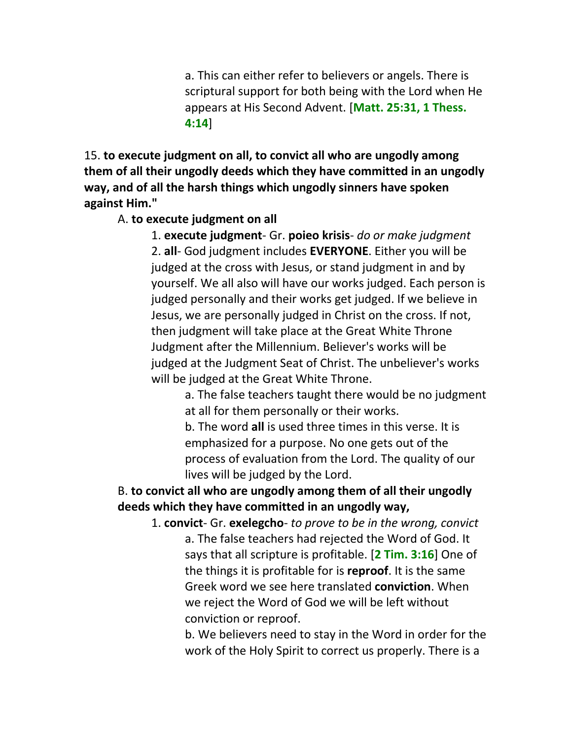a. This can either refer to believers or angels. There is scriptural support for both being with the Lord when He appears at His Second Advent. [**Matt. 25:31, 1 Thess. 4:14**]

15. **to execute judgment on all, to convict all who are ungodly among them of all their ungodly deeds which they have committed in an ungodly way, and of all the harsh things which ungodly sinners have spoken against Him."**

A. **to execute judgment on all**

1. **execute judgment**- Gr. **poieo krisis**- *do or make judgment*

2. **all**- God judgment includes **EVERYONE**. Either you will be judged at the cross with Jesus, or stand judgment in and by yourself. We all also will have our works judged. Each person is judged personally and their works get judged. If we believe in Jesus, we are personally judged in Christ on the cross. If not, then judgment will take place at the Great White Throne Judgment after the Millennium. Believer's works will be judged at the Judgment Seat of Christ. The unbeliever's works will be judged at the Great White Throne.

a. The false teachers taught there would be no judgment at all for them personally or their works.

b. The word **all** is used three times in this verse. It is emphasized for a purpose. No one gets out of the process of evaluation from the Lord. The quality of our lives will be judged by the Lord.

B. **to convict all who are ungodly among them of all their ungodly deeds which they have committed in an ungodly way,**

1. **convict**- Gr. **exelegcho**- *to prove to be in the wrong, convict*

a. The false teachers had rejected the Word of God. It says that all scripture is profitable. [**2 Tim. 3:16**] One of the things it is profitable for is **reproof**. It is the same Greek word we see here translated **conviction**. When we reject the Word of God we will be left without conviction or reproof.

b. We believers need to stay in the Word in order for the work of the Holy Spirit to correct us properly. There is a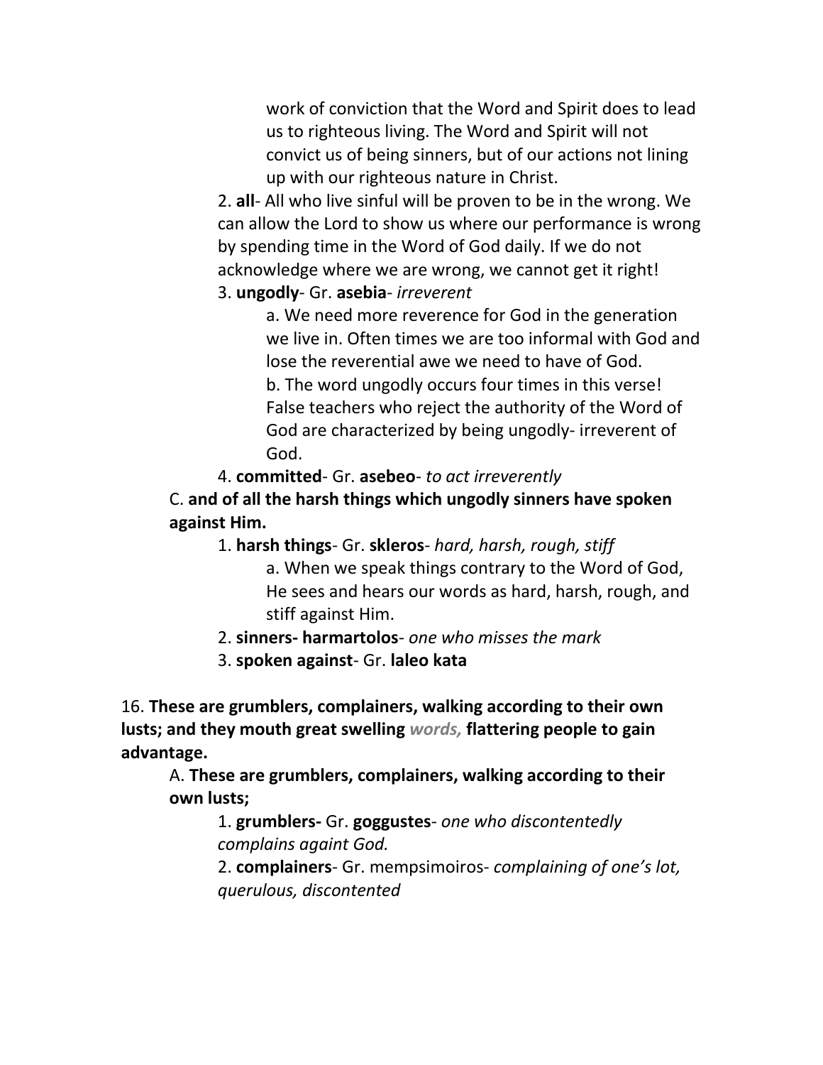work of conviction that the Word and Spirit does to lead us to righteous living. The Word and Spirit will not convict us of being sinners, but of our actions not lining up with our righteous nature in Christ.

2. **all**- All who live sinful will be proven to be in the wrong. We can allow the Lord to show us where our performance is wrong by spending time in the Word of God daily. If we do not acknowledge where we are wrong, we cannot get it right!

3. **ungodly**- Gr. **asebia**- *irreverent*

a. We need more reverence for God in the generation we live in. Often times we are too informal with God and lose the reverential awe we need to have of God.

b. The word ungodly occurs four times in this verse! False teachers who reject the authority of the Word of God are characterized by being ungodly- irreverent of God.

4. **committed**- Gr. **asebeo**- *to act irreverently*

C. **and of all the harsh things which ungodly sinners have spoken against Him.**

1. **harsh things**- Gr. **skleros**- *hard, harsh, rough, stiff*

a. When we speak things contrary to the Word of God, He sees and hears our words as hard, harsh, rough, and stiff against Him.

2. **sinners- harmartolos**- *one who misses the mark*

3. **spoken against**- Gr. **laleo kata**

16. **These are grumblers, complainers, walking according to their own lusts; and they mouth great swelling** ***words,*** **flattering people to gain advantage.**

A. **These are grumblers, complainers, walking according to their own lusts;**

1. **grumblers-** Gr. **goggustes**- *one who discontentedly complains againt God.*

2. **complainers**- Gr. mempsimoiros- *complaining of one's lot, querulous, discontented*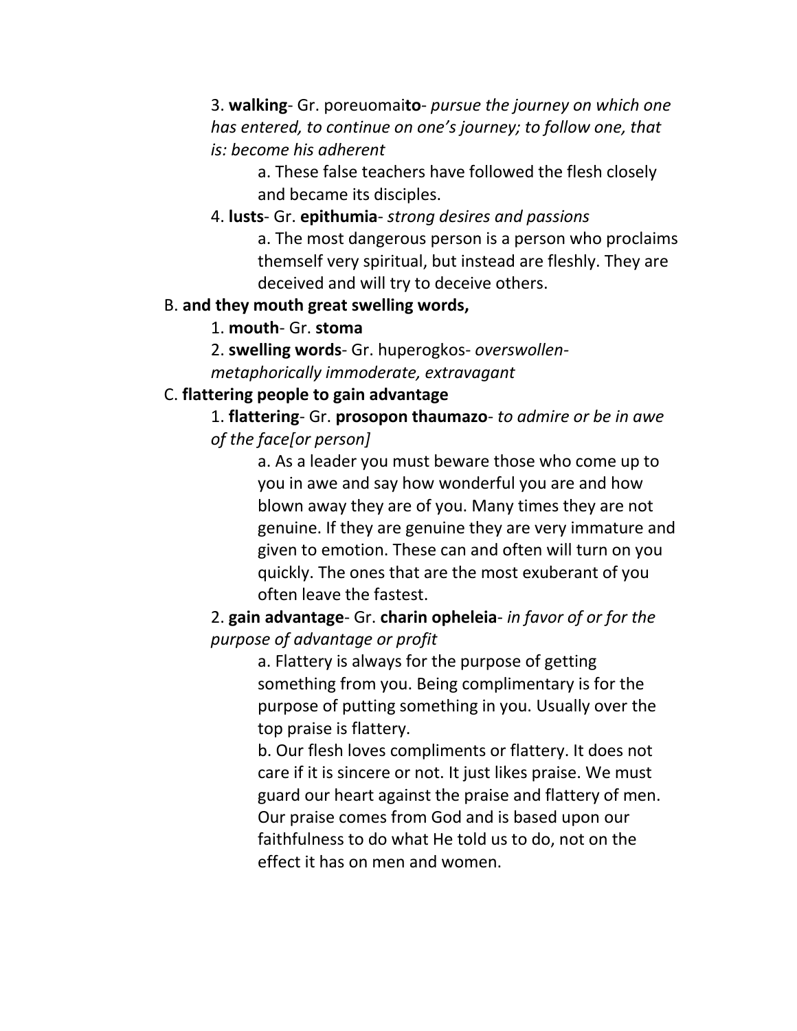3. **walking**- Gr. poreuomai**to**- *pursue the journey on which one has entered, to continue on one's journey; to follow one, that is: become his adherent*

    a. These false teachers have followed the flesh closely and became its disciples.

4. **lusts**- Gr. **epithumia**- *strong desires and passions*

    a. The most dangerous person is a person who proclaims themself very spiritual, but instead are fleshly. They are deceived and will try to deceive others.

B. **and they mouth great swelling words,**

1. **mouth**- Gr. **stoma**

2. **swelling words**- Gr. huperogkos- *overswollen- metaphorically immoderate, extravagant*

C. **flattering people to gain advantage**

1. **flattering**- Gr. **prosopon thaumazo**- *to admire or be in awe of the face[or person]*

    a. As a leader you must beware those who come up to you in awe and say how wonderful you are and how blown away they are of you. Many times they are not genuine. If they are genuine they are very immature and given to emotion. These can and often will turn on you quickly. The ones that are the most exuberant of you often leave the fastest.

2. **gain advantage**- Gr. **charin opheleia**- *in favor of or for the purpose of advantage or profit*

    a. Flattery is always for the purpose of getting something from you. Being complimentary is for the purpose of putting something in you. Usually over the top praise is flattery.

    b. Our flesh loves compliments or flattery. It does not care if it is sincere or not. It just likes praise. We must guard our heart against the praise and flattery of men. Our praise comes from God and is based upon our faithfulness to do what He told us to do, not on the effect it has on men and women.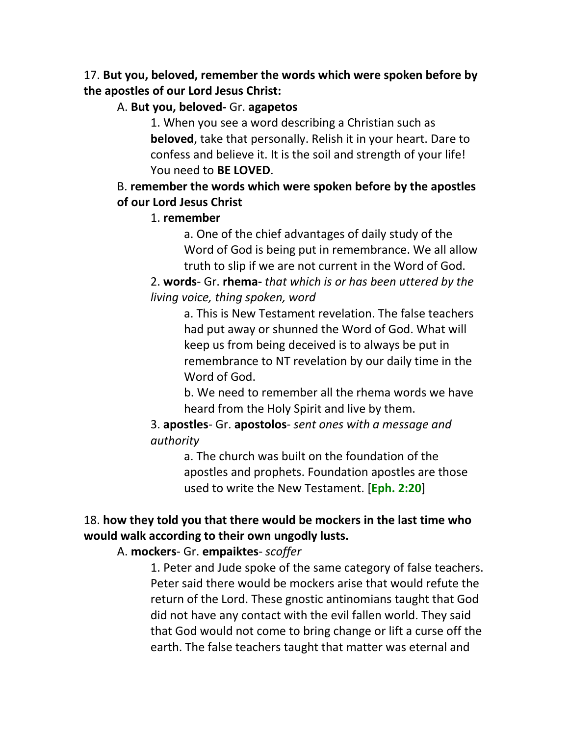17. **But you, beloved, remember the words which were spoken before by the apostles of our Lord Jesus Christ:**

A. **But you, beloved-** Gr. **agapetos**

1. When you see a word describing a Christian such as **beloved**, take that personally. Relish it in your heart. Dare to confess and believe it. It is the soil and strength of your life! You need to **BE LOVED**.

B. **remember the words which were spoken before by the apostles of our Lord Jesus Christ**

1. **remember**

a. One of the chief advantages of daily study of the Word of God is being put in remembrance. We all allow truth to slip if we are not current in the Word of God.

2. **words**- Gr. **rhema-** *that which is or has been uttered by the living voice, thing spoken, word*

a. This is New Testament revelation. The false teachers had put away or shunned the Word of God. What will keep us from being deceived is to always be put in remembrance to NT revelation by our daily time in the Word of God.

b. We need to remember all the rhema words we have heard from the Holy Spirit and live by them.

3. **apostles**- Gr. **apostolos**- *sent ones with a message and authority*

a. The church was built on the foundation of the apostles and prophets. Foundation apostles are those used to write the New Testament. [**Eph. 2:20**]

18. **how they told you that there would be mockers in the last time who would walk according to their own ungodly lusts.**

A. **mockers**- Gr. **empaiktes**- *scoffer*

1. Peter and Jude spoke of the same category of false teachers. Peter said there would be mockers arise that would refute the return of the Lord. These gnostic antinomians taught that God did not have any contact with the evil fallen world. They said that God would not come to bring change or lift a curse off the earth. The false teachers taught that matter was eternal and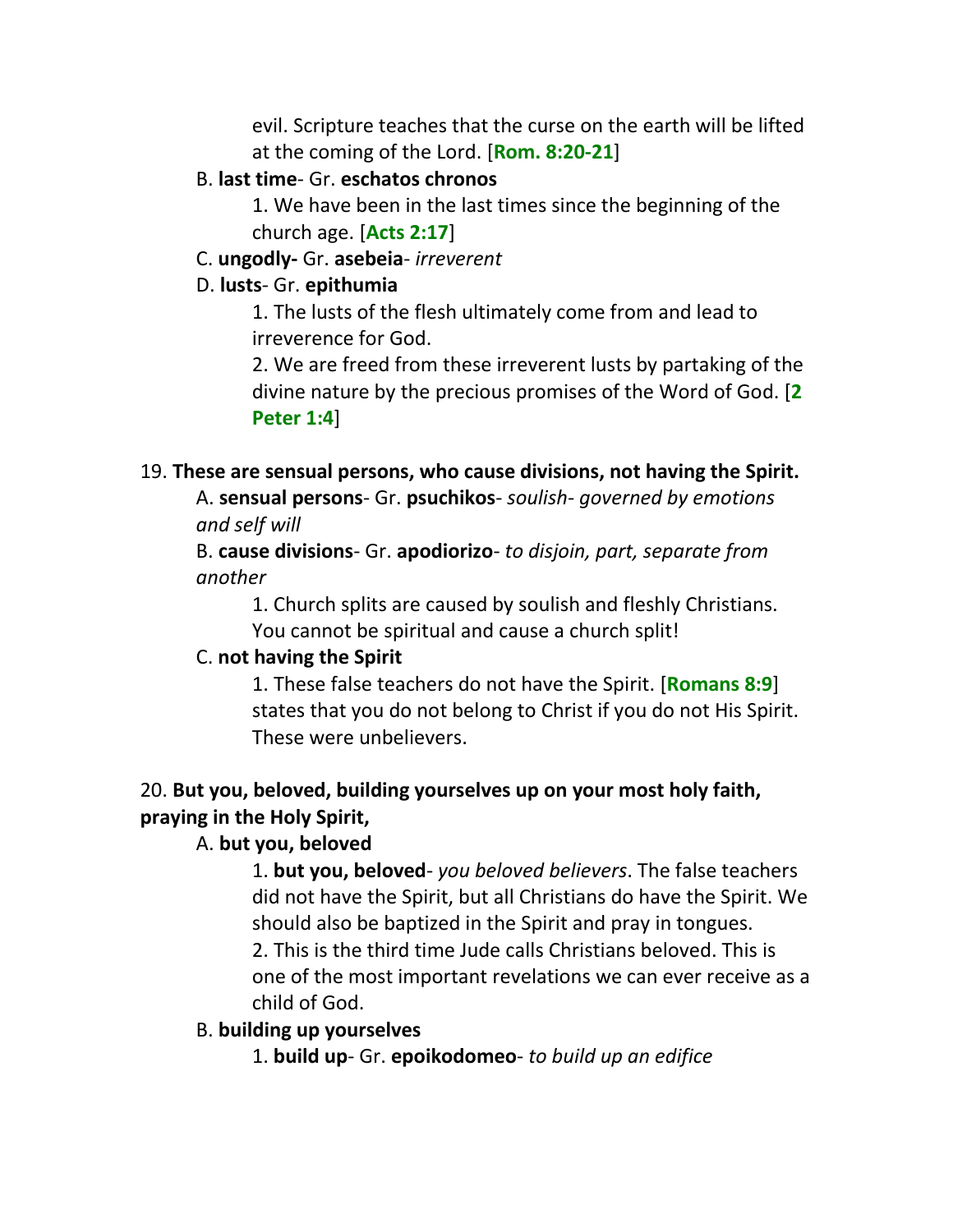evil. Scripture teaches that the curse on the earth will be lifted at the coming of the Lord. [**Rom. 8:20-21**]

B. **last time**- Gr. **eschatos chronos**

1. We have been in the last times since the beginning of the church age. [**Acts 2:17**]

C. **ungodly-** Gr. **asebeia**- *irreverent*

D. **lusts**- Gr. **epithumia**

1. The lusts of the flesh ultimately come from and lead to irreverence for God.

2. We are freed from these irreverent lusts by partaking of the divine nature by the precious promises of the Word of God. [**2 Peter 1:4**]

19. **These are sensual persons, who cause divisions, not having the Spirit.**

A. **sensual persons**- Gr. **psuchikos**- *soulish- governed by emotions and self will*

B. **cause divisions**- Gr. **apodiorizo**- *to disjoin, part, separate from another*

1. Church splits are caused by soulish and fleshly Christians. You cannot be spiritual and cause a church split!

C. **not having the Spirit**

1. These false teachers do not have the Spirit. [**Romans 8:9**] states that you do not belong to Christ if you do not His Spirit. These were unbelievers.

20. **But you, beloved, building yourselves up on your most holy faith, praying in the Holy Spirit,**

A. **but you, beloved**

1. **but you, beloved**- *you beloved believers*. The false teachers did not have the Spirit, but all Christians do have the Spirit. We should also be baptized in the Spirit and pray in tongues.

2. This is the third time Jude calls Christians beloved. This is one of the most important revelations we can ever receive as a child of God.

B. **building up yourselves**

1. **build up**- Gr. **epoikodomeo**- *to build up an edifice*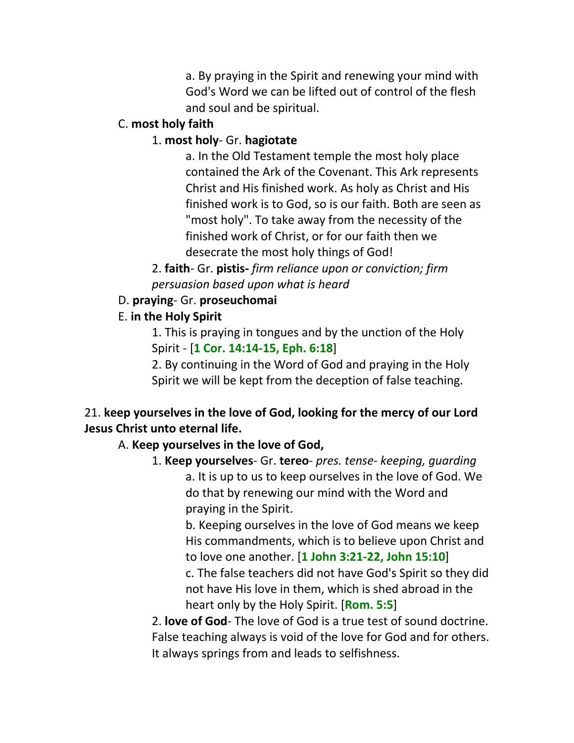a. By praying in the Spirit and renewing your mind with God's Word we can be lifted out of control of the flesh and soul and be spiritual.

C. **most holy faith**

1. **most holy**- Gr. **hagiotate**

a. In the Old Testament temple the most holy place contained the Ark of the Covenant. This Ark represents Christ and His finished work. As holy as Christ and His finished work is to God, so is our faith. Both are seen as "most holy". To take away from the necessity of the finished work of Christ, or for our faith then we desecrate the most holy things of God!

2. **faith**- Gr. **pistis-** *firm reliance upon or conviction; firm persuasion based upon what is heard*

D. **praying**- Gr. **proseuchomai**

E. **in the Holy Spirit**

1. This is praying in tongues and by the unction of the Holy Spirit - [**1 Cor. 14:14-15, Eph. 6:18**]

2. By continuing in the Word of God and praying in the Holy Spirit we will be kept from the deception of false teaching.

21. **keep yourselves in the love of God, looking for the mercy of our Lord Jesus Christ unto eternal life.**

A. **Keep yourselves in the love of God,**

1. **Keep yourselves**- Gr. **tereo**- *pres. tense- keeping, guarding*

a. It is up to us to keep ourselves in the love of God. We do that by renewing our mind with the Word and praying in the Spirit.

b. Keeping ourselves in the love of God means we keep His commandments, which is to believe upon Christ and to love one another. [**1 John 3:21-22, John 15:10**]

c. The false teachers did not have God's Spirit so they did not have His love in them, which is shed abroad in the heart only by the Holy Spirit. [**Rom. 5:5**]

2. **love of God**- The love of God is a true test of sound doctrine. False teaching always is void of the love for God and for others. It always springs from and leads to selfishness.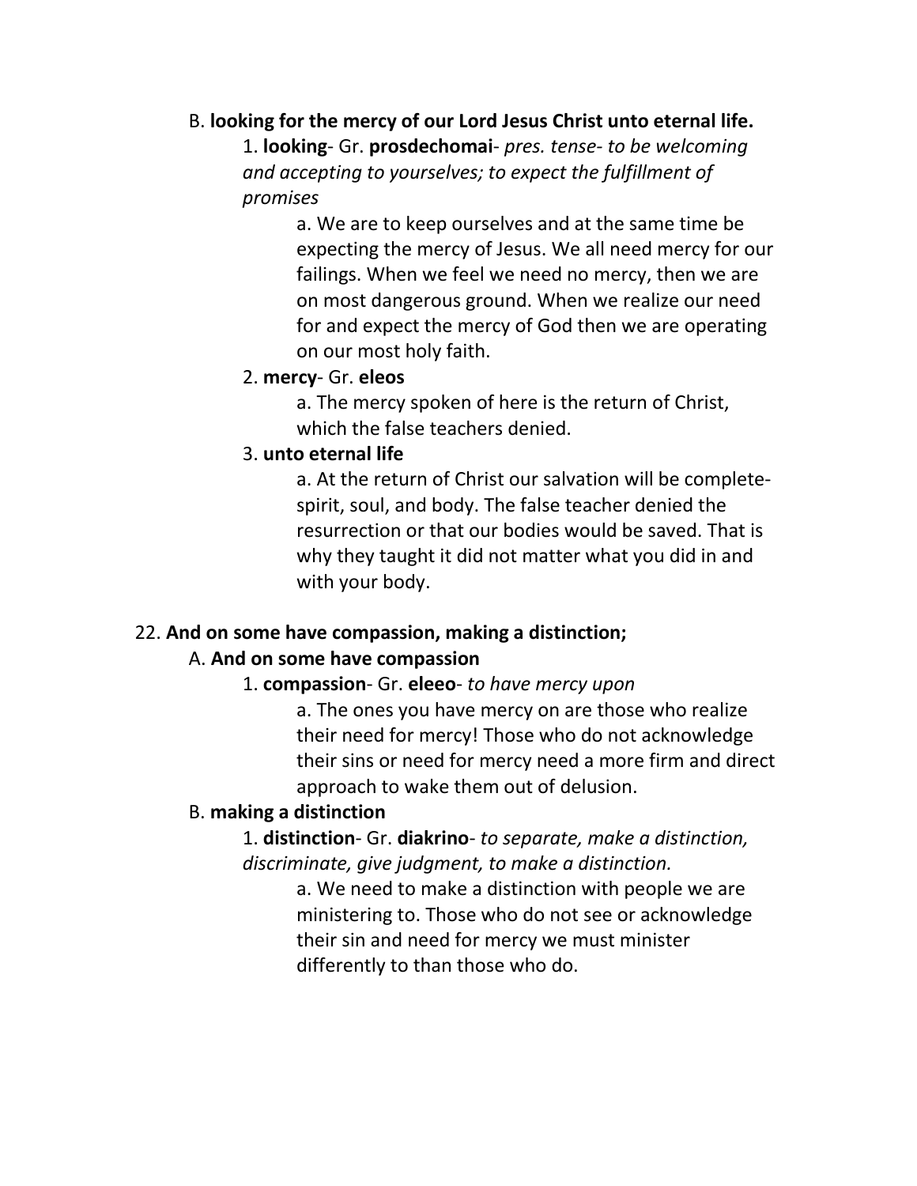B. **looking for the mercy of our Lord Jesus Christ unto eternal life.**

1. **looking**- Gr. **prosdechomai**- *pres. tense- to be welcoming and accepting to yourselves; to expect the fulfillment of promises*

a. We are to keep ourselves and at the same time be expecting the mercy of Jesus. We all need mercy for our failings. When we feel we need no mercy, then we are on most dangerous ground. When we realize our need for and expect the mercy of God then we are operating on our most holy faith.

2. **mercy**- Gr. **eleos**

a. The mercy spoken of here is the return of Christ, which the false teachers denied.

3. **unto eternal life**

a. At the return of Christ our salvation will be complete- spirit, soul, and body. The false teacher denied the resurrection or that our bodies would be saved. That is why they taught it did not matter what you did in and with your body.

22. **And on some have compassion, making a distinction;**

A. **And on some have compassion**

1. **compassion**- Gr. **eleeo**- *to have mercy upon*

a. The ones you have mercy on are those who realize their need for mercy! Those who do not acknowledge their sins or need for mercy need a more firm and direct approach to wake them out of delusion.

B. **making a distinction**

1. **distinction**- Gr. **diakrino**- *to separate, make a distinction, discriminate, give judgment, to make a distinction.*

a. We need to make a distinction with people we are ministering to. Those who do not see or acknowledge their sin and need for mercy we must minister differently to than those who do.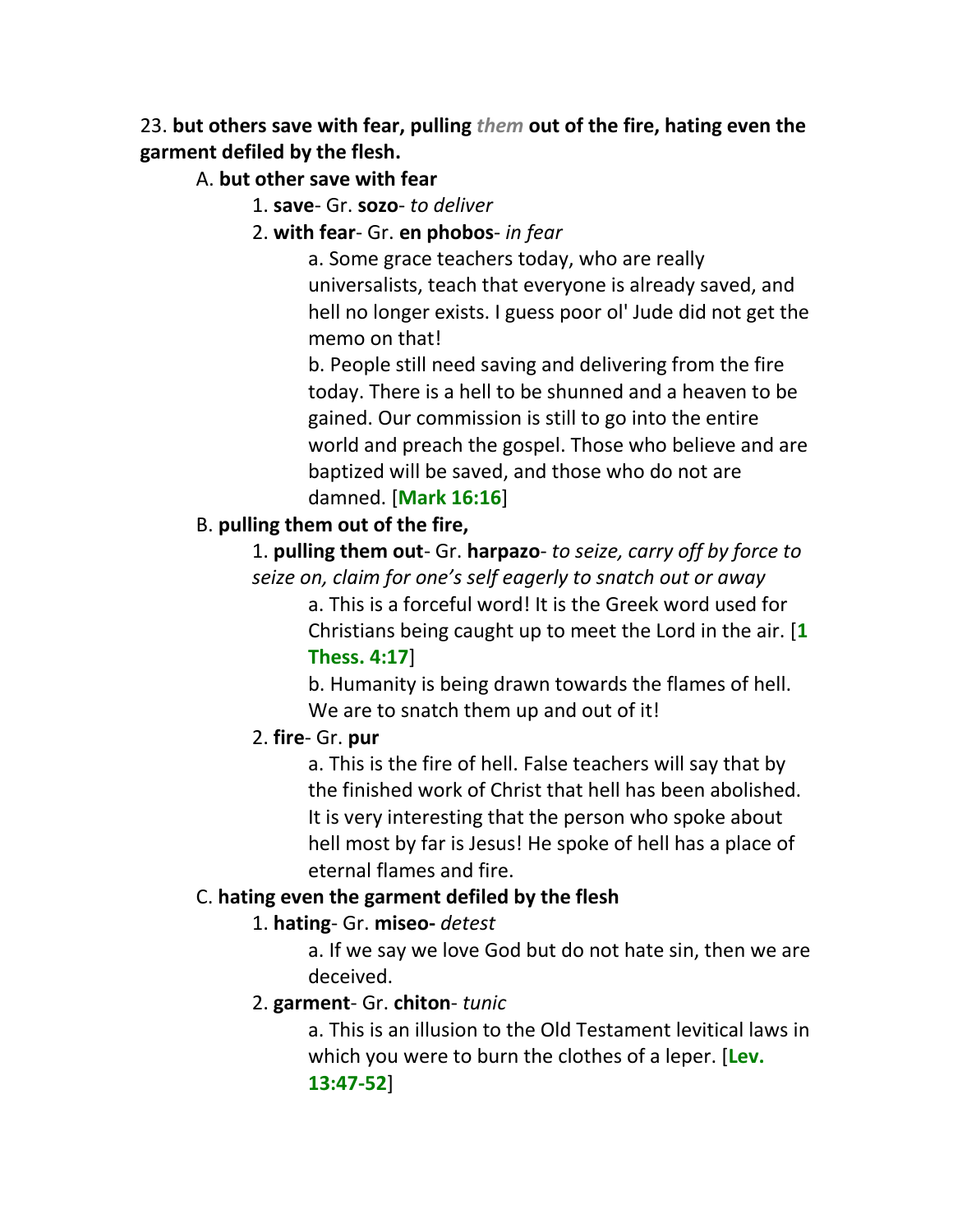23. **but others save with fear, pulling *them* out of the fire, hating even the garment defiled by the flesh.**

A. **but other save with fear**

1. **save**- Gr. **sozo**- *to deliver*

2. **with fear**- Gr. **en phobos**- *in fear*

a. Some grace teachers today, who are really universalists, teach that everyone is already saved, and hell no longer exists. I guess poor ol' Jude did not get the memo on that!

b. People still need saving and delivering from the fire today. There is a hell to be shunned and a heaven to be gained. Our commission is still to go into the entire world and preach the gospel. Those who believe and are baptized will be saved, and those who do not are damned. [**Mark 16:16**]

B. **pulling them out of the fire,**

1. **pulling them out**- Gr. **harpazo**- *to seize, carry off by force to seize on, claim for one's self eagerly to snatch out or away*

a. This is a forceful word! It is the Greek word used for Christians being caught up to meet the Lord in the air. [**1 Thess. 4:17**]

b. Humanity is being drawn towards the flames of hell. We are to snatch them up and out of it!

2. **fire**- Gr. **pur**

a. This is the fire of hell. False teachers will say that by the finished work of Christ that hell has been abolished. It is very interesting that the person who spoke about hell most by far is Jesus! He spoke of hell has a place of eternal flames and fire.

C. **hating even the garment defiled by the flesh**

1. **hating**- Gr. **miseo-** *detest*

a. If we say we love God but do not hate sin, then we are deceived.

2. **garment**- Gr. **chiton**- *tunic*

a. This is an illusion to the Old Testament levitical laws in which you were to burn the clothes of a leper. [**Lev. 13:47-52**]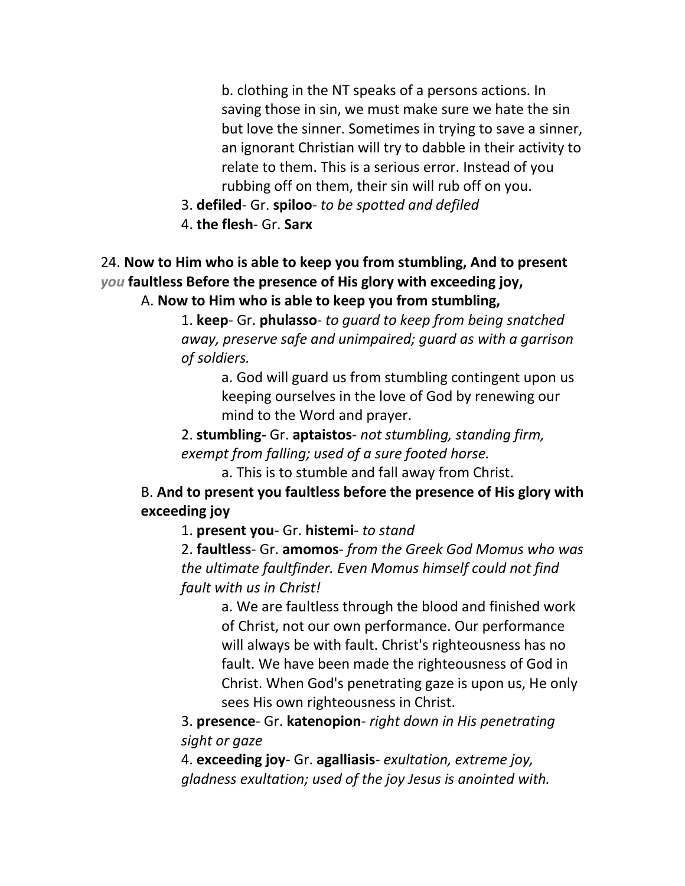b. clothing in the NT speaks of a persons actions. In saving those in sin, we must make sure we hate the sin but love the sinner. Sometimes in trying to save a sinner, an ignorant Christian will try to dabble in their activity to relate to them. This is a serious error. Instead of you rubbing off on them, their sin will rub off on you.

3. **defiled**- Gr. **spiloo**- *to be spotted and defiled*

4. **the flesh**- Gr. **Sarx**

24. **Now to Him who is able to keep you from stumbling, And to present** *you* **faultless Before the presence of His glory with exceeding joy,**

A. **Now to Him who is able to keep you from stumbling,**

1. **keep**- Gr. **phulasso**- *to guard to keep from being snatched away, preserve safe and unimpaired; guard as with a garrison of soldiers.*

a. God will guard us from stumbling contingent upon us keeping ourselves in the love of God by renewing our mind to the Word and prayer.

2. **stumbling-** Gr. **aptaistos**- *not stumbling, standing firm, exempt from falling; used of a sure footed horse.*

a. This is to stumble and fall away from Christ.

B. **And to present you faultless before the presence of His glory with exceeding joy**

1. **present you**- Gr. **histemi**- *to stand*

2. **faultless**- Gr. **amomos**- *from the Greek God Momus who was the ultimate faultfinder. Even Momus himself could not find fault with us in Christ!*

a. We are faultless through the blood and finished work of Christ, not our own performance. Our performance will always be with fault. Christ's righteousness has no fault. We have been made the righteousness of God in Christ. When God's penetrating gaze is upon us, He only sees His own righteousness in Christ.

3. **presence**- Gr. **katenopion**- *right down in His penetrating sight or gaze*

4. **exceeding joy**- Gr. **agalliasis**- *exultation, extreme joy, gladness exultation; used of the joy Jesus is anointed with.*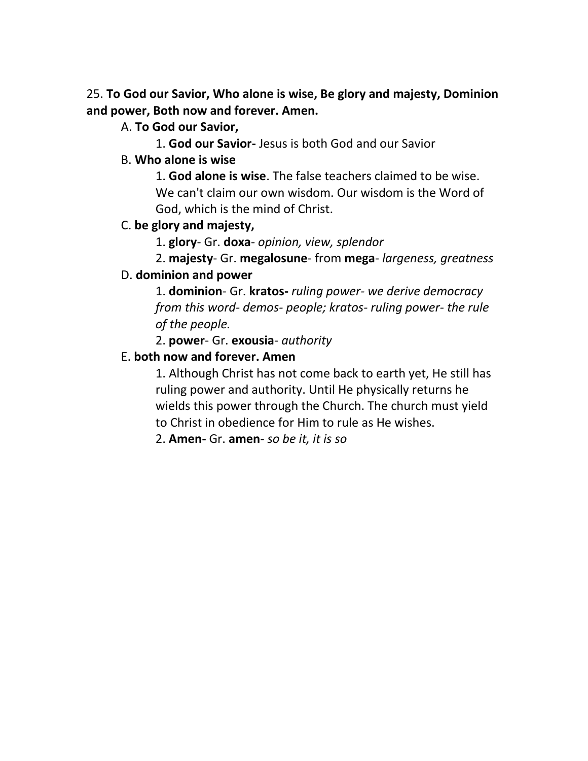25. **To God our Savior, Who alone is wise, Be glory and majesty, Dominion and power, Both now and forever. Amen.**

A. **To God our Savior,**

1. **God our Savior-** Jesus is both God and our Savior

B. **Who alone is wise**

1. **God alone is wise**. The false teachers claimed to be wise. We can't claim our own wisdom. Our wisdom is the Word of God, which is the mind of Christ.

C. **be glory and majesty,**

1. **glory**- Gr. **doxa**- *opinion, view, splendor*

2. **majesty**- Gr. **megalosune**- from **mega**- *largeness, greatness*

D. **dominion and power**

1. **dominion**- Gr. **kratos-** *ruling power- we derive democracy from this word- demos- people; kratos- ruling power- the rule of the people.*

2. **power**- Gr. **exousia**- *authority*

E. **both now and forever. Amen**

1. Although Christ has not come back to earth yet, He still has ruling power and authority. Until He physically returns he wields this power through the Church. The church must yield to Christ in obedience for Him to rule as He wishes.

2. **Amen-** Gr. **amen**- *so be it, it is so*